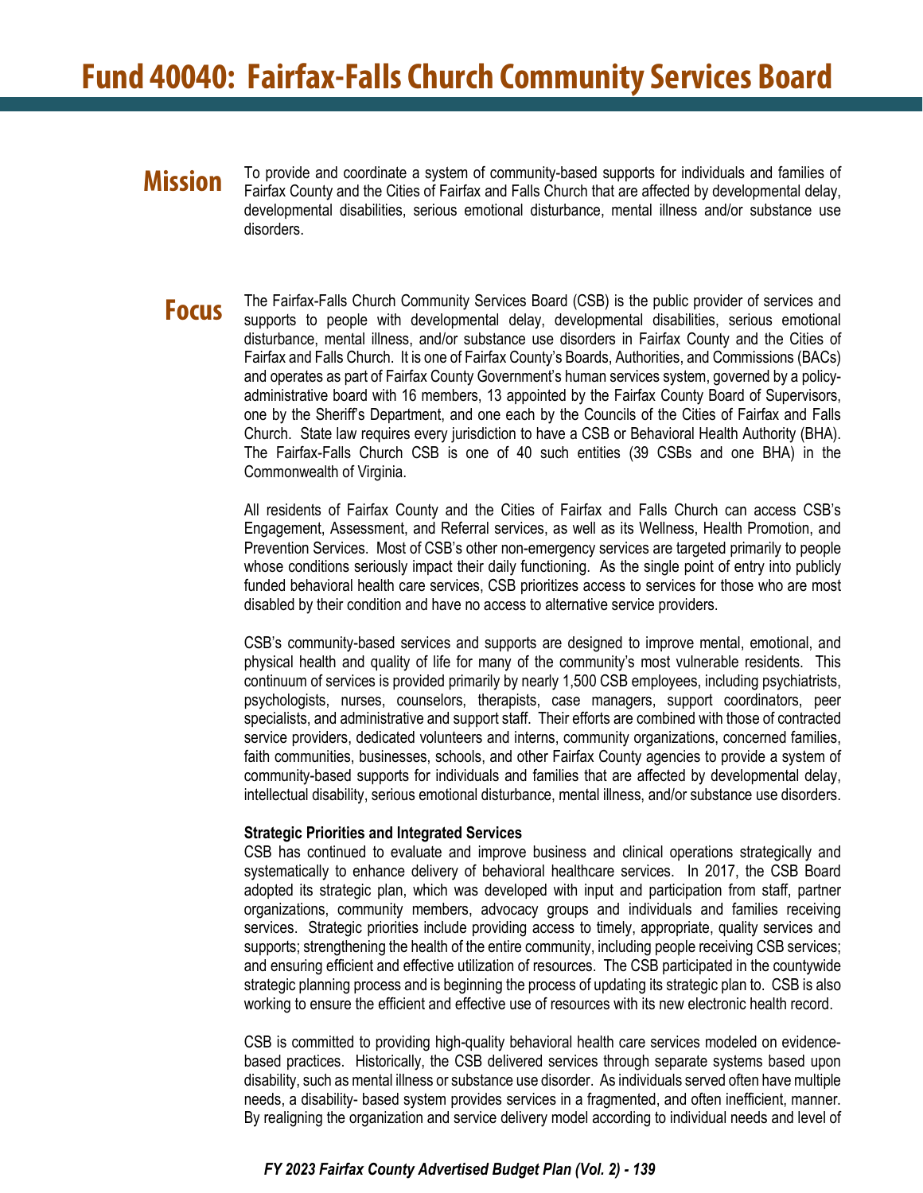# Fund 40040: Fairfax-Falls Church Community Services Board

## Mission

To provide and coordinate a system of community-based supports for individuals and families of Fairfax County and the Cities of Fairfax and Falls Church that are affected by developmental delay, developmental disabilities, serious emotional disturbance, mental illness and/or substance use disorders.

## Focus

The Fairfax-Falls Church Community Services Board (CSB) is the public provider of services and supports to people with developmental delay, developmental disabilities, serious emotional disturbance, mental illness, and/or substance use disorders in Fairfax County and the Cities of Fairfax and Falls Church. It is one of Fairfax County's Boards, Authorities, and Commissions (BACs) and operates as part of Fairfax County Government's human services system, governed by a policy-administrative board with 16 members, 13 appointed by the Fairfax County Board of Supervisors, one by the Sheriff's Department, and one each by the Councils of the Cities of Fairfax and Falls Church. State law requires every jurisdiction to have a CSB or Behavioral Health Authority (BHA). The Fairfax-Falls Church CSB is one of 40 such entities (39 CSBs and one BHA) in the Commonwealth of Virginia.

All residents of Fairfax County and the Cities of Fairfax and Falls Church can access CSB's Engagement, Assessment, and Referral services, as well as its Wellness, Health Promotion, and Prevention Services. Most of CSB's other non-emergency services are targeted primarily to people whose conditions seriously impact their daily functioning. As the single point of entry into publicly funded behavioral health care services, CSB prioritizes access to services for those who are most disabled by their condition and have no access to alternative service providers.

CSB's community-based services and supports are designed to improve mental, emotional, and physical health and quality of life for many of the community's most vulnerable residents. This continuum of services is provided primarily by nearly 1,500 CSB employees, including psychiatrists, psychologists, nurses, counselors, therapists, case managers, support coordinators, peer specialists, and administrative and support staff. Their efforts are combined with those of contracted service providers, dedicated volunteers and interns, community organizations, concerned families, faith communities, businesses, schools, and other Fairfax County agencies to provide a system of community-based supports for individuals and families that are affected by developmental delay, intellectual disability, serious emotional disturbance, mental illness, and/or substance use disorders.

**Strategic Priorities and Integrated Services**

CSB has continued to evaluate and improve business and clinical operations strategically and systematically to enhance delivery of behavioral healthcare services. In 2017, the CSB Board adopted its strategic plan, which was developed with input and participation from staff, partner organizations, community members, advocacy groups and individuals and families receiving services. Strategic priorities include providing access to timely, appropriate, quality services and supports; strengthening the health of the entire community, including people receiving CSB services; and ensuring efficient and effective utilization of resources. The CSB participated in the countywide strategic planning process and is beginning the process of updating its strategic plan to. CSB is also working to ensure the efficient and effective use of resources with its new electronic health record.

CSB is committed to providing high-quality behavioral health care services modeled on evidence-based practices. Historically, the CSB delivered services through separate systems based upon disability, such as mental illness or substance use disorder. As individuals served often have multiple needs, a disability- based system provides services in a fragmented, and often inefficient, manner. By realigning the organization and service delivery model according to individual needs and level of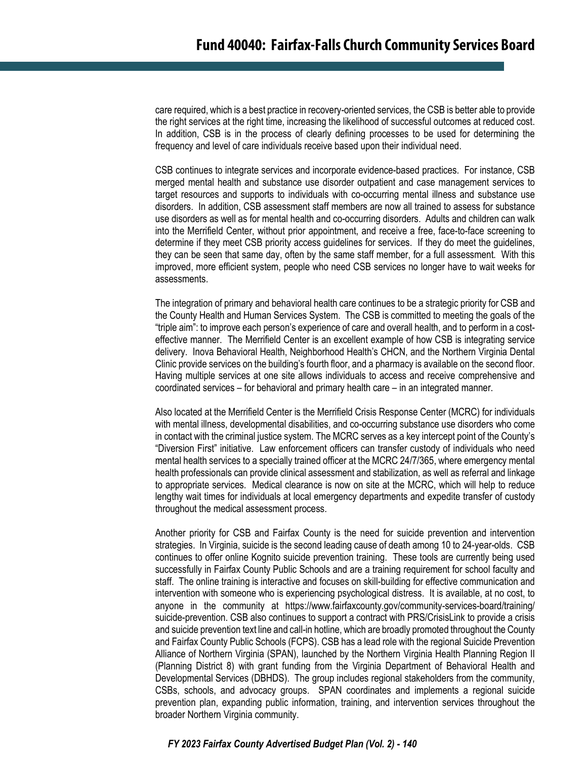care required, which is a best practice in recovery-oriented services, the CSB is better able to provide the right services at the right time, increasing the likelihood of successful outcomes at reduced cost. In addition, CSB is in the process of clearly defining processes to be used for determining the frequency and level of care individuals receive based upon their individual need.

CSB continues to integrate services and incorporate evidence-based practices. For instance, CSB merged mental health and substance use disorder outpatient and case management services to target resources and supports to individuals with co-occurring mental illness and substance use disorders. In addition, CSB assessment staff members are now all trained to assess for substance use disorders as well as for mental health and co-occurring disorders. Adults and children can walk into the Merrifield Center, without prior appointment, and receive a free, face-to-face screening to determine if they meet CSB priority access guidelines for services. If they do meet the guidelines, they can be seen that same day, often by the same staff member, for a full assessment. With this improved, more efficient system, people who need CSB services no longer have to wait weeks for assessments.

The integration of primary and behavioral health care continues to be a strategic priority for CSB and the County Health and Human Services System. The CSB is committed to meeting the goals of the "triple aim": to improve each person's experience of care and overall health, and to perform in a cost-effective manner. The Merrifield Center is an excellent example of how CSB is integrating service delivery. Inova Behavioral Health, Neighborhood Health's CHCN, and the Northern Virginia Dental Clinic provide services on the building's fourth floor, and a pharmacy is available on the second floor. Having multiple services at one site allows individuals to access and receive comprehensive and coordinated services – for behavioral and primary health care – in an integrated manner.

Also located at the Merrifield Center is the Merrifield Crisis Response Center (MCRC) for individuals with mental illness, developmental disabilities, and co-occurring substance use disorders who come in contact with the criminal justice system. The MCRC serves as a key intercept point of the County's "Diversion First" initiative. Law enforcement officers can transfer custody of individuals who need mental health services to a specially trained officer at the MCRC 24/7/365, where emergency mental health professionals can provide clinical assessment and stabilization, as well as referral and linkage to appropriate services. Medical clearance is now on site at the MCRC, which will help to reduce lengthy wait times for individuals at local emergency departments and expedite transfer of custody throughout the medical assessment process.

Another priority for CSB and Fairfax County is the need for suicide prevention and intervention strategies. In Virginia, suicide is the second leading cause of death among 10 to 24-year-olds. CSB continues to offer online Kognito suicide prevention training. These tools are currently being used successfully in Fairfax County Public Schools and are a training requirement for school faculty and staff. The online training is interactive and focuses on skill-building for effective communication and intervention with someone who is experiencing psychological distress. It is available, at no cost, to anyone in the community at https://www.fairfaxcounty.gov/community-services-board/training/suicide-prevention. CSB also continues to support a contract with PRS/CrisisLink to provide a crisis and suicide prevention text line and call-in hotline, which are broadly promoted throughout the County and Fairfax County Public Schools (FCPS). CSB has a lead role with the regional Suicide Prevention Alliance of Northern Virginia (SPAN), launched by the Northern Virginia Health Planning Region II (Planning District 8) with grant funding from the Virginia Department of Behavioral Health and Developmental Services (DBHDS). The group includes regional stakeholders from the community, CSBs, schools, and advocacy groups. SPAN coordinates and implements a regional suicide prevention plan, expanding public information, training, and intervention services throughout the broader Northern Virginia community.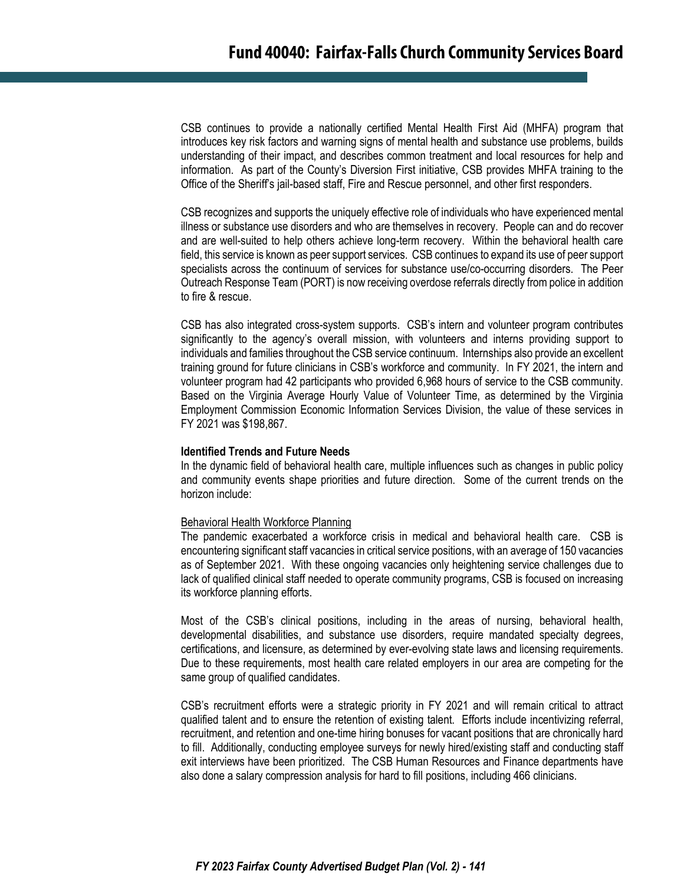CSB continues to provide a nationally certified Mental Health First Aid (MHFA) program that introduces key risk factors and warning signs of mental health and substance use problems, builds understanding of their impact, and describes common treatment and local resources for help and information. As part of the County's Diversion First initiative, CSB provides MHFA training to the Office of the Sheriff's jail-based staff, Fire and Rescue personnel, and other first responders.

CSB recognizes and supports the uniquely effective role of individuals who have experienced mental illness or substance use disorders and who are themselves in recovery. People can and do recover and are well-suited to help others achieve long-term recovery. Within the behavioral health care field, this service is known as peer support services. CSB continues to expand its use of peer support specialists across the continuum of services for substance use/co-occurring disorders. The Peer Outreach Response Team (PORT) is now receiving overdose referrals directly from police in addition to fire & rescue.

CSB has also integrated cross-system supports. CSB's intern and volunteer program contributes significantly to the agency's overall mission, with volunteers and interns providing support to individuals and families throughout the CSB service continuum. Internships also provide an excellent training ground for future clinicians in CSB's workforce and community. In FY 2021, the intern and volunteer program had 42 participants who provided 6,968 hours of service to the CSB community. Based on the Virginia Average Hourly Value of Volunteer Time, as determined by the Virginia Employment Commission Economic Information Services Division, the value of these services in FY 2021 was $198,867.

**Identified Trends and Future Needs**

In the dynamic field of behavioral health care, multiple influences such as changes in public policy and community events shape priorities and future direction. Some of the current trends on the horizon include:

Behavioral Health Workforce Planning

The pandemic exacerbated a workforce crisis in medical and behavioral health care. CSB is encountering significant staff vacancies in critical service positions, with an average of 150 vacancies as of September 2021. With these ongoing vacancies only heightening service challenges due to lack of qualified clinical staff needed to operate community programs, CSB is focused on increasing its workforce planning efforts.

Most of the CSB's clinical positions, including in the areas of nursing, behavioral health, developmental disabilities, and substance use disorders, require mandated specialty degrees, certifications, and licensure, as determined by ever-evolving state laws and licensing requirements. Due to these requirements, most health care related employers in our area are competing for the same group of qualified candidates.

CSB's recruitment efforts were a strategic priority in FY 2021 and will remain critical to attract qualified talent and to ensure the retention of existing talent. Efforts include incentivizing referral, recruitment, and retention and one-time hiring bonuses for vacant positions that are chronically hard to fill. Additionally, conducting employee surveys for newly hired/existing staff and conducting staff exit interviews have been prioritized. The CSB Human Resources and Finance departments have also done a salary compression analysis for hard to fill positions, including 466 clinicians.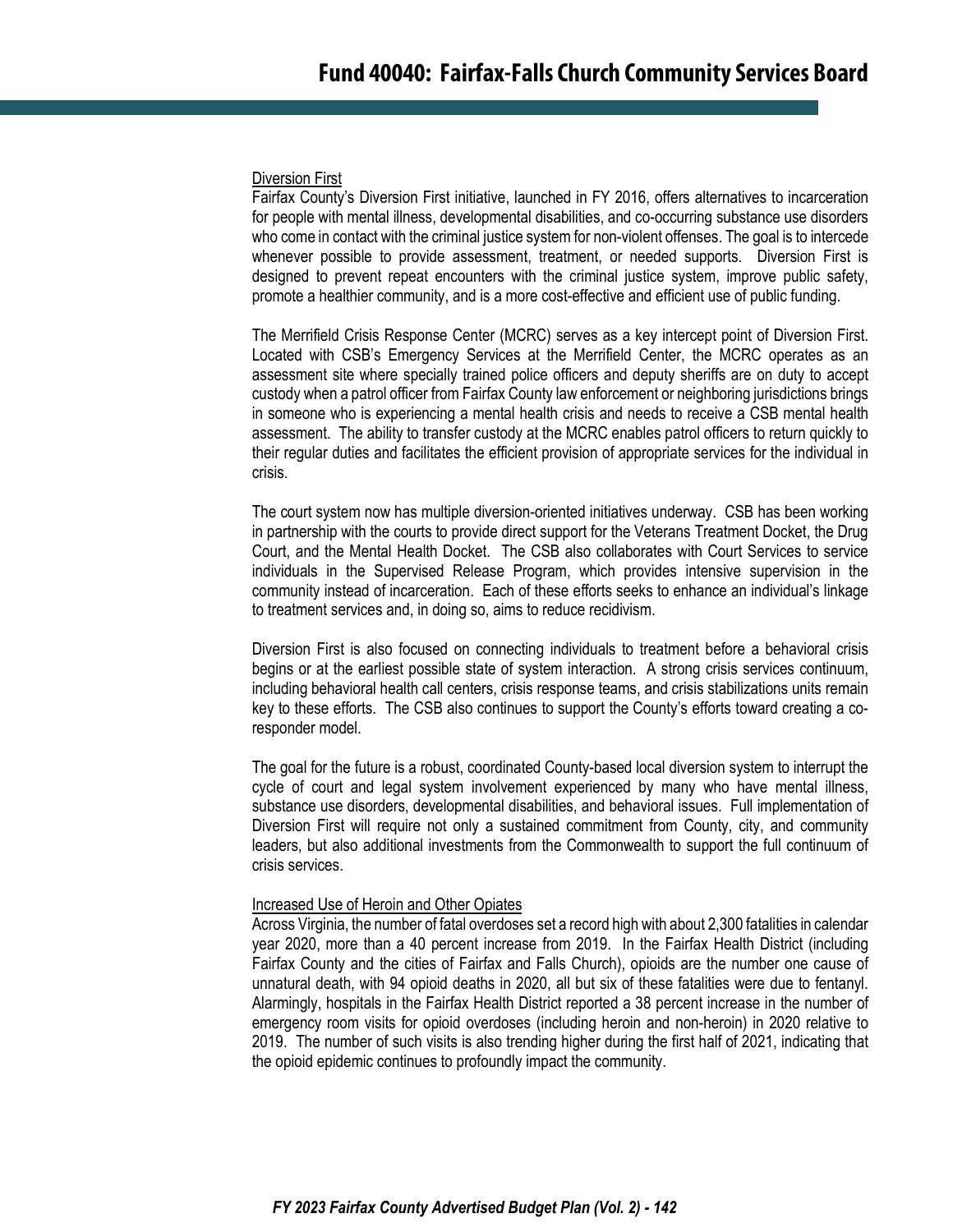Diversion First

Fairfax County's Diversion First initiative, launched in FY 2016, offers alternatives to incarceration for people with mental illness, developmental disabilities, and co-occurring substance use disorders who come in contact with the criminal justice system for non-violent offenses. The goal is to intercede whenever possible to provide assessment, treatment, or needed supports. Diversion First is designed to prevent repeat encounters with the criminal justice system, improve public safety, promote a healthier community, and is a more cost-effective and efficient use of public funding.

The Merrifield Crisis Response Center (MCRC) serves as a key intercept point of Diversion First. Located with CSB's Emergency Services at the Merrifield Center, the MCRC operates as an assessment site where specially trained police officers and deputy sheriffs are on duty to accept custody when a patrol officer from Fairfax County law enforcement or neighboring jurisdictions brings in someone who is experiencing a mental health crisis and needs to receive a CSB mental health assessment. The ability to transfer custody at the MCRC enables patrol officers to return quickly to their regular duties and facilitates the efficient provision of appropriate services for the individual in crisis.

The court system now has multiple diversion-oriented initiatives underway. CSB has been working in partnership with the courts to provide direct support for the Veterans Treatment Docket, the Drug Court, and the Mental Health Docket. The CSB also collaborates with Court Services to service individuals in the Supervised Release Program, which provides intensive supervision in the community instead of incarceration. Each of these efforts seeks to enhance an individual's linkage to treatment services and, in doing so, aims to reduce recidivism.

Diversion First is also focused on connecting individuals to treatment before a behavioral crisis begins or at the earliest possible state of system interaction. A strong crisis services continuum, including behavioral health call centers, crisis response teams, and crisis stabilizations units remain key to these efforts. The CSB also continues to support the County's efforts toward creating a co-responder model.

The goal for the future is a robust, coordinated County-based local diversion system to interrupt the cycle of court and legal system involvement experienced by many who have mental illness, substance use disorders, developmental disabilities, and behavioral issues. Full implementation of Diversion First will require not only a sustained commitment from County, city, and community leaders, but also additional investments from the Commonwealth to support the full continuum of crisis services.

Increased Use of Heroin and Other Opiates

Across Virginia, the number of fatal overdoses set a record high with about 2,300 fatalities in calendar year 2020, more than a 40 percent increase from 2019. In the Fairfax Health District (including Fairfax County and the cities of Fairfax and Falls Church), opioids are the number one cause of unnatural death, with 94 opioid deaths in 2020, all but six of these fatalities were due to fentanyl. Alarmingly, hospitals in the Fairfax Health District reported a 38 percent increase in the number of emergency room visits for opioid overdoses (including heroin and non-heroin) in 2020 relative to 2019. The number of such visits is also trending higher during the first half of 2021, indicating that the opioid epidemic continues to profoundly impact the community.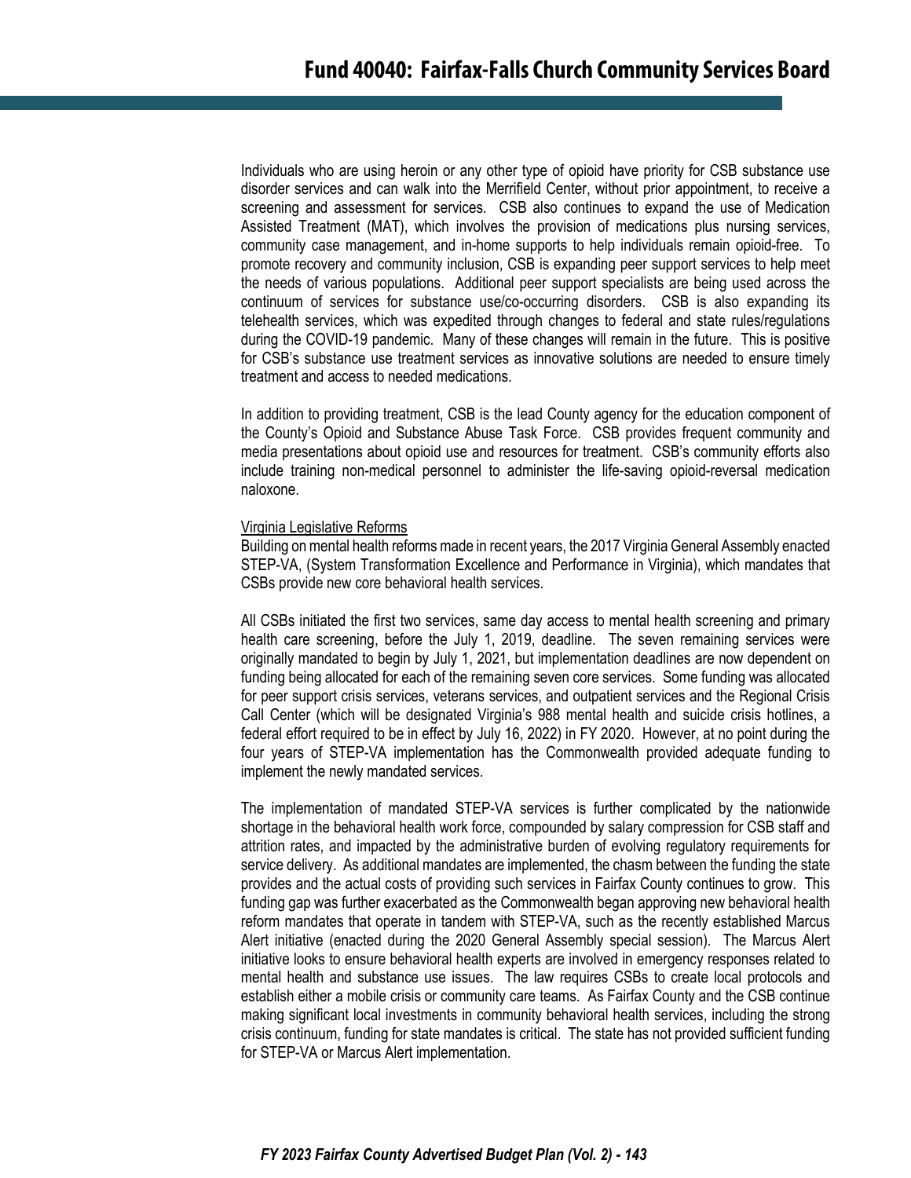Individuals who are using heroin or any other type of opioid have priority for CSB substance use disorder services and can walk into the Merrifield Center, without prior appointment, to receive a screening and assessment for services. CSB also continues to expand the use of Medication Assisted Treatment (MAT), which involves the provision of medications plus nursing services, community case management, and in-home supports to help individuals remain opioid-free. To promote recovery and community inclusion, CSB is expanding peer support services to help meet the needs of various populations. Additional peer support specialists are being used across the continuum of services for substance use/co-occurring disorders. CSB is also expanding its telehealth services, which was expedited through changes to federal and state rules/regulations during the COVID-19 pandemic. Many of these changes will remain in the future. This is positive for CSB's substance use treatment services as innovative solutions are needed to ensure timely treatment and access to needed medications.

In addition to providing treatment, CSB is the lead County agency for the education component of the County's Opioid and Substance Abuse Task Force. CSB provides frequent community and media presentations about opioid use and resources for treatment. CSB's community efforts also include training non-medical personnel to administer the life-saving opioid-reversal medication naloxone.

Virginia Legislative Reforms

Building on mental health reforms made in recent years, the 2017 Virginia General Assembly enacted STEP-VA, (System Transformation Excellence and Performance in Virginia), which mandates that CSBs provide new core behavioral health services.

All CSBs initiated the first two services, same day access to mental health screening and primary health care screening, before the July 1, 2019, deadline. The seven remaining services were originally mandated to begin by July 1, 2021, but implementation deadlines are now dependent on funding being allocated for each of the remaining seven core services. Some funding was allocated for peer support crisis services, veterans services, and outpatient services and the Regional Crisis Call Center (which will be designated Virginia's 988 mental health and suicide crisis hotlines, a federal effort required to be in effect by July 16, 2022) in FY 2020. However, at no point during the four years of STEP-VA implementation has the Commonwealth provided adequate funding to implement the newly mandated services.

The implementation of mandated STEP-VA services is further complicated by the nationwide shortage in the behavioral health work force, compounded by salary compression for CSB staff and attrition rates, and impacted by the administrative burden of evolving regulatory requirements for service delivery. As additional mandates are implemented, the chasm between the funding the state provides and the actual costs of providing such services in Fairfax County continues to grow. This funding gap was further exacerbated as the Commonwealth began approving new behavioral health reform mandates that operate in tandem with STEP-VA, such as the recently established Marcus Alert initiative (enacted during the 2020 General Assembly special session). The Marcus Alert initiative looks to ensure behavioral health experts are involved in emergency responses related to mental health and substance use issues. The law requires CSBs to create local protocols and establish either a mobile crisis or community care teams. As Fairfax County and the CSB continue making significant local investments in community behavioral health services, including the strong crisis continuum, funding for state mandates is critical. The state has not provided sufficient funding for STEP-VA or Marcus Alert implementation.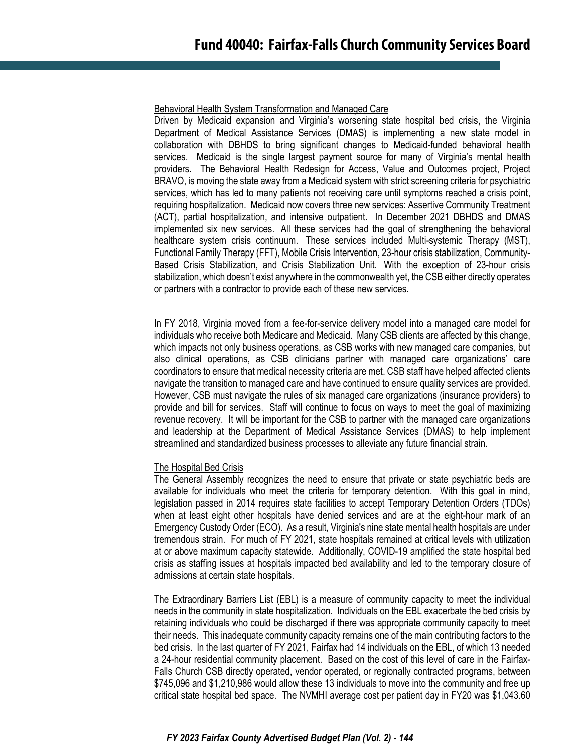Behavioral Health System Transformation and Managed Care

Driven by Medicaid expansion and Virginia's worsening state hospital bed crisis, the Virginia Department of Medical Assistance Services (DMAS) is implementing a new state model in collaboration with DBHDS to bring significant changes to Medicaid-funded behavioral health services. Medicaid is the single largest payment source for many of Virginia's mental health providers. The Behavioral Health Redesign for Access, Value and Outcomes project, Project BRAVO, is moving the state away from a Medicaid system with strict screening criteria for psychiatric services, which has led to many patients not receiving care until symptoms reached a crisis point, requiring hospitalization. Medicaid now covers three new services: Assertive Community Treatment (ACT), partial hospitalization, and intensive outpatient. In December 2021 DBHDS and DMAS implemented six new services. All these services had the goal of strengthening the behavioral healthcare system crisis continuum. These services included Multi-systemic Therapy (MST), Functional Family Therapy (FFT), Mobile Crisis Intervention, 23-hour crisis stabilization, Community-Based Crisis Stabilization, and Crisis Stabilization Unit. With the exception of 23-hour crisis stabilization, which doesn't exist anywhere in the commonwealth yet, the CSB either directly operates or partners with a contractor to provide each of these new services.

In FY 2018, Virginia moved from a fee-for-service delivery model into a managed care model for individuals who receive both Medicare and Medicaid. Many CSB clients are affected by this change, which impacts not only business operations, as CSB works with new managed care companies, but also clinical operations, as CSB clinicians partner with managed care organizations' care coordinators to ensure that medical necessity criteria are met. CSB staff have helped affected clients navigate the transition to managed care and have continued to ensure quality services are provided. However, CSB must navigate the rules of six managed care organizations (insurance providers) to provide and bill for services. Staff will continue to focus on ways to meet the goal of maximizing revenue recovery. It will be important for the CSB to partner with the managed care organizations and leadership at the Department of Medical Assistance Services (DMAS) to help implement streamlined and standardized business processes to alleviate any future financial strain.

The Hospital Bed Crisis

The General Assembly recognizes the need to ensure that private or state psychiatric beds are available for individuals who meet the criteria for temporary detention. With this goal in mind, legislation passed in 2014 requires state facilities to accept Temporary Detention Orders (TDOs) when at least eight other hospitals have denied services and are at the eight-hour mark of an Emergency Custody Order (ECO). As a result, Virginia's nine state mental health hospitals are under tremendous strain. For much of FY 2021, state hospitals remained at critical levels with utilization at or above maximum capacity statewide. Additionally, COVID-19 amplified the state hospital bed crisis as staffing issues at hospitals impacted bed availability and led to the temporary closure of admissions at certain state hospitals.

The Extraordinary Barriers List (EBL) is a measure of community capacity to meet the individual needs in the community in state hospitalization. Individuals on the EBL exacerbate the bed crisis by retaining individuals who could be discharged if there was appropriate community capacity to meet their needs. This inadequate community capacity remains one of the main contributing factors to the bed crisis. In the last quarter of FY 2021, Fairfax had 14 individuals on the EBL, of which 13 needed a 24-hour residential community placement. Based on the cost of this level of care in the Fairfax-Falls Church CSB directly operated, vendor operated, or regionally contracted programs, between $745,096 and $1,210,986 would allow these 13 individuals to move into the community and free up critical state hospital bed space. The NVMHI average cost per patient day in FY20 was $1,043.60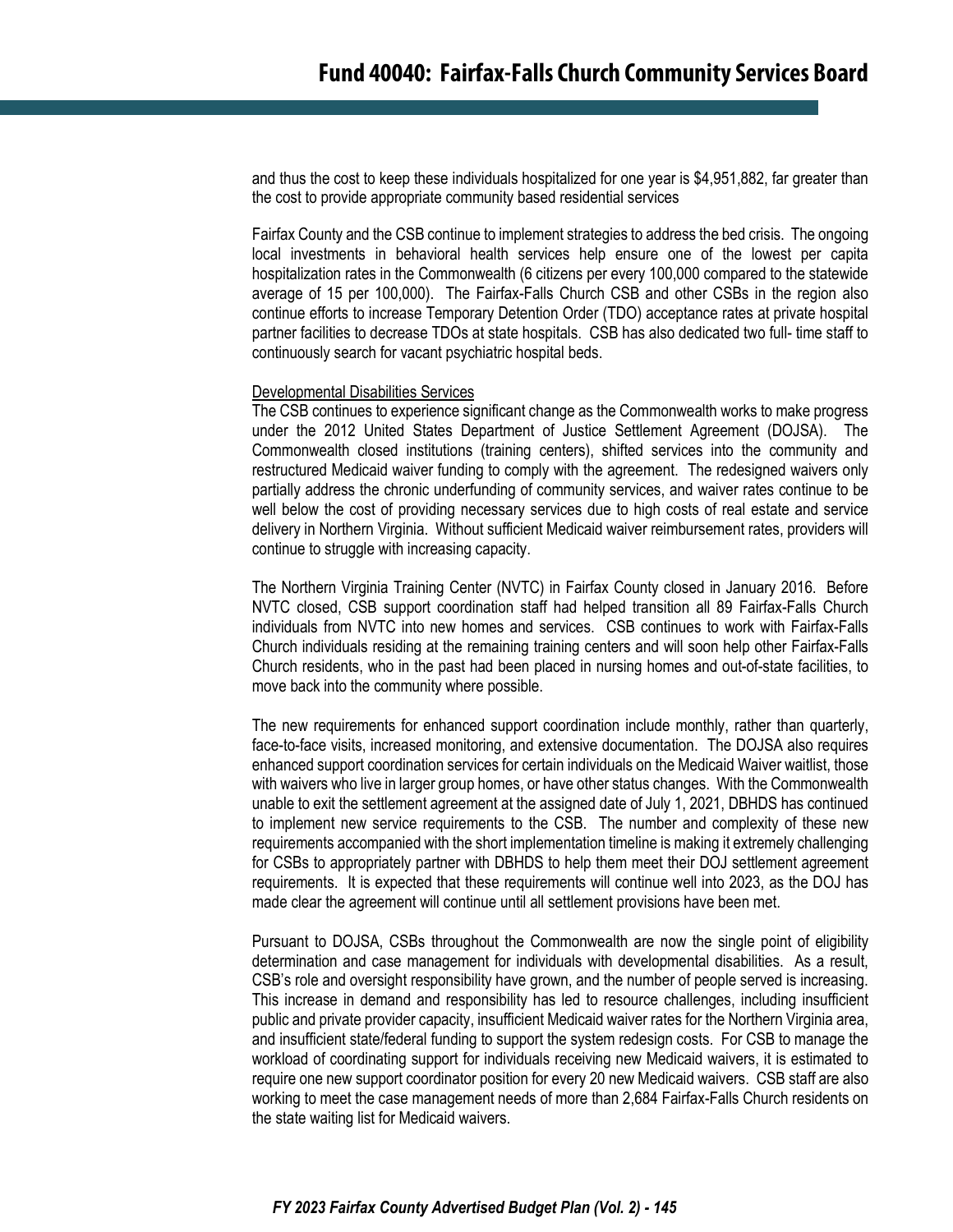and thus the cost to keep these individuals hospitalized for one year is $4,951,882, far greater than the cost to provide appropriate community based residential services

Fairfax County and the CSB continue to implement strategies to address the bed crisis. The ongoing local investments in behavioral health services help ensure one of the lowest per capita hospitalization rates in the Commonwealth (6 citizens per every 100,000 compared to the statewide average of 15 per 100,000). The Fairfax-Falls Church CSB and other CSBs in the region also continue efforts to increase Temporary Detention Order (TDO) acceptance rates at private hospital partner facilities to decrease TDOs at state hospitals. CSB has also dedicated two full- time staff to continuously search for vacant psychiatric hospital beds.

Developmental Disabilities Services

The CSB continues to experience significant change as the Commonwealth works to make progress under the 2012 United States Department of Justice Settlement Agreement (DOJSA). The Commonwealth closed institutions (training centers), shifted services into the community and restructured Medicaid waiver funding to comply with the agreement. The redesigned waivers only partially address the chronic underfunding of community services, and waiver rates continue to be well below the cost of providing necessary services due to high costs of real estate and service delivery in Northern Virginia. Without sufficient Medicaid waiver reimbursement rates, providers will continue to struggle with increasing capacity.

The Northern Virginia Training Center (NVTC) in Fairfax County closed in January 2016. Before NVTC closed, CSB support coordination staff had helped transition all 89 Fairfax-Falls Church individuals from NVTC into new homes and services. CSB continues to work with Fairfax-Falls Church individuals residing at the remaining training centers and will soon help other Fairfax-Falls Church residents, who in the past had been placed in nursing homes and out-of-state facilities, to move back into the community where possible.

The new requirements for enhanced support coordination include monthly, rather than quarterly, face-to-face visits, increased monitoring, and extensive documentation. The DOJSA also requires enhanced support coordination services for certain individuals on the Medicaid Waiver waitlist, those with waivers who live in larger group homes, or have other status changes. With the Commonwealth unable to exit the settlement agreement at the assigned date of July 1, 2021, DBHDS has continued to implement new service requirements to the CSB. The number and complexity of these new requirements accompanied with the short implementation timeline is making it extremely challenging for CSBs to appropriately partner with DBHDS to help them meet their DOJ settlement agreement requirements. It is expected that these requirements will continue well into 2023, as the DOJ has made clear the agreement will continue until all settlement provisions have been met.

Pursuant to DOJSA, CSBs throughout the Commonwealth are now the single point of eligibility determination and case management for individuals with developmental disabilities. As a result, CSB's role and oversight responsibility have grown, and the number of people served is increasing. This increase in demand and responsibility has led to resource challenges, including insufficient public and private provider capacity, insufficient Medicaid waiver rates for the Northern Virginia area, and insufficient state/federal funding to support the system redesign costs. For CSB to manage the workload of coordinating support for individuals receiving new Medicaid waivers, it is estimated to require one new support coordinator position for every 20 new Medicaid waivers. CSB staff are also working to meet the case management needs of more than 2,684 Fairfax-Falls Church residents on the state waiting list for Medicaid waivers.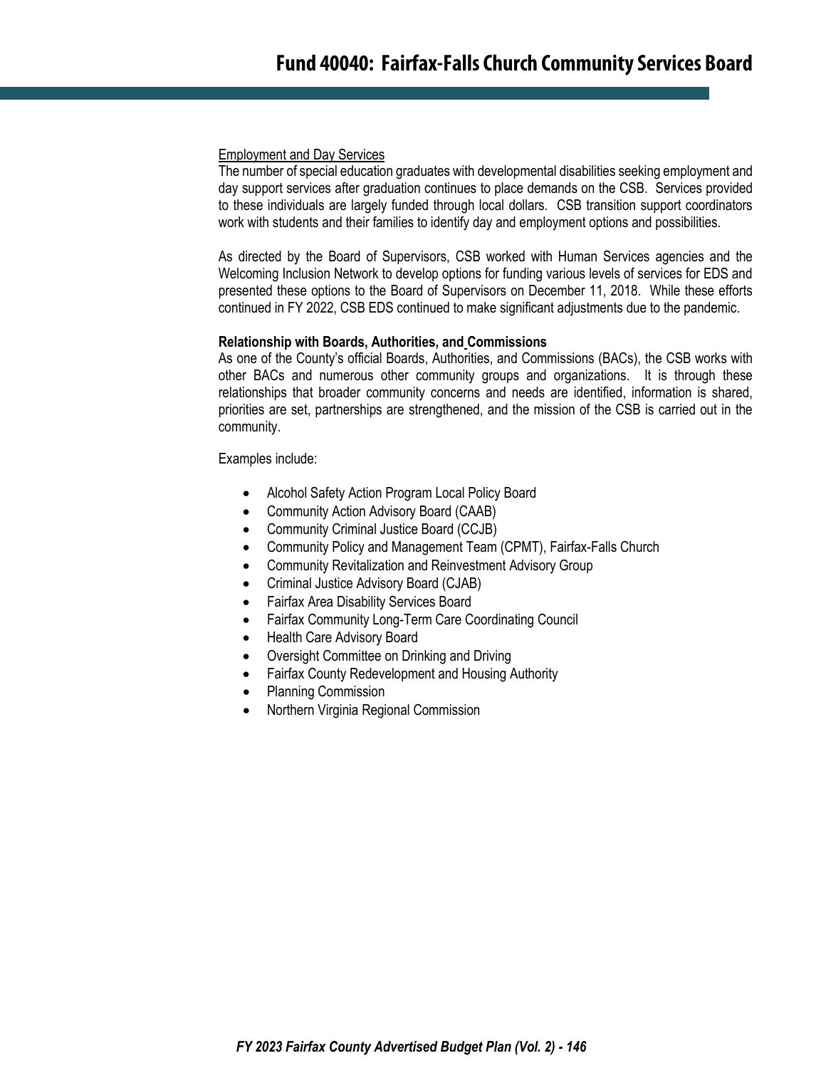Employment and Day Services

The number of special education graduates with developmental disabilities seeking employment and day support services after graduation continues to place demands on the CSB. Services provided to these individuals are largely funded through local dollars. CSB transition support coordinators work with students and their families to identify day and employment options and possibilities.

As directed by the Board of Supervisors, CSB worked with Human Services agencies and the Welcoming Inclusion Network to develop options for funding various levels of services for EDS and presented these options to the Board of Supervisors on December 11, 2018. While these efforts continued in FY 2022, CSB EDS continued to make significant adjustments due to the pandemic.

**Relationship with Boards, Authorities, and Commissions**

As one of the County's official Boards, Authorities, and Commissions (BACs), the CSB works with other BACs and numerous other community groups and organizations. It is through these relationships that broader community concerns and needs are identified, information is shared, priorities are set, partnerships are strengthened, and the mission of the CSB is carried out in the community.

Examples include:

- Alcohol Safety Action Program Local Policy Board
- Community Action Advisory Board (CAAB)
- Community Criminal Justice Board (CCJB)
- Community Policy and Management Team (CPMT), Fairfax-Falls Church
- Community Revitalization and Reinvestment Advisory Group
- Criminal Justice Advisory Board (CJAB)
- Fairfax Area Disability Services Board
- Fairfax Community Long-Term Care Coordinating Council
- Health Care Advisory Board
- Oversight Committee on Drinking and Driving
- Fairfax County Redevelopment and Housing Authority
- Planning Commission
- Northern Virginia Regional Commission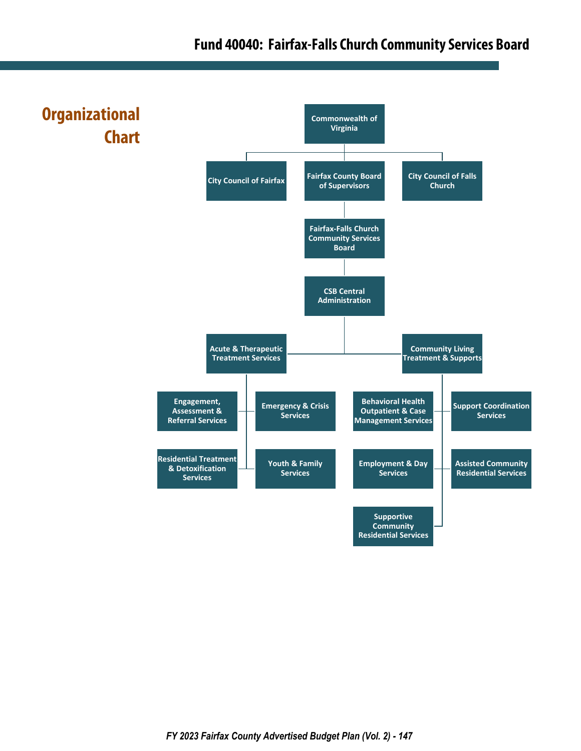# Fund 40040: Fairfax-Falls Church Community Services Board

## Organizational Chart

- Commonwealth of Virginia
  - City Council of Fairfax
  - Fairfax County Board of Supervisors
    - Fairfax-Falls Church Community Services Board
      - CSB Central Administration
        - Acute & Therapeutic Treatment Services
          - Engagement, Assessment & Referral Services
          - Emergency & Crisis Services
          - Residential Treatment & Detoxification Services
          - Youth & Family Services
        - Community Living Treatment & Supports
          - Behavioral Health Outpatient & Case Management Services
          - Support Coordination Services
          - Employment & Day Services
          - Assisted Community Residential Services
          - Supportive Community Residential Services
  - City Council of Falls Church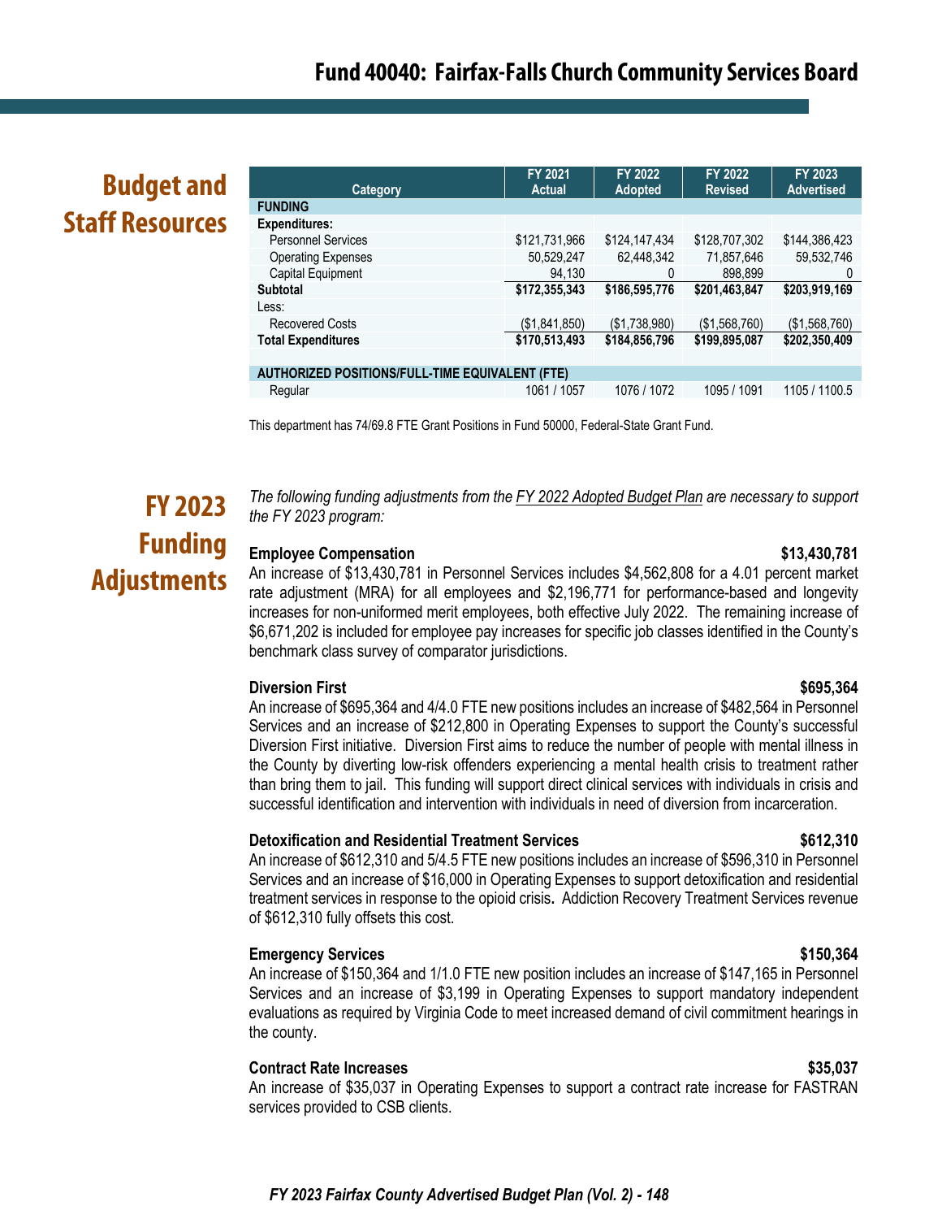# Fund 40040: Fairfax-Falls Church Community Services Board

## Budget and Staff Resources

| Category | FY 2021 Actual | FY 2022 Adopted | FY 2022 Revised | FY 2023 Advertised |
|---|---|---|---|---|
| **FUNDING** | | | | |
| **Expenditures:** | | | | |
| Personnel Services | $121,731,966 | $124,147,434 | $128,707,302 | $144,386,423 |
| Operating Expenses | 50,529,247 | 62,448,342 | 71,857,646 | 59,532,746 |
| Capital Equipment | 94,130 | 0 | 898,899 | 0 |
| **Subtotal** | **$172,355,343** | **$186,595,776** | **$201,463,847** | **$203,919,169** |
| Less: | | | | |
| Recovered Costs | ($1,841,850) | ($1,738,980) | ($1,568,760) | ($1,568,760) |
| **Total Expenditures** | **$170,513,493** | **$184,856,796** | **$199,895,087** | **$202,350,409** |
| | | | | |
| **AUTHORIZED POSITIONS/FULL-TIME EQUIVALENT (FTE)** | | | | |
| Regular | 1061 / 1057 | 1076 / 1072 | 1095 / 1091 | 1105 / 1100.5 |

This department has 74/69.8 FTE Grant Positions in Fund 50000, Federal-State Grant Fund.

## FY 2023 Funding Adjustments

*The following funding adjustments from the FY 2022 Adopted Budget Plan are necessary to support the FY 2023 program:*

**Employee Compensation** **$13,430,781**

An increase of $13,430,781 in Personnel Services includes $4,562,808 for a 4.01 percent market rate adjustment (MRA) for all employees and $2,196,771 for performance-based and longevity increases for non-uniformed merit employees, both effective July 2022. The remaining increase of $6,671,202 is included for employee pay increases for specific job classes identified in the County's benchmark class survey of comparator jurisdictions.

**Diversion First** **$695,364**

An increase of $695,364 and 4/4.0 FTE new positions includes an increase of $482,564 in Personnel Services and an increase of $212,800 in Operating Expenses to support the County's successful Diversion First initiative. Diversion First aims to reduce the number of people with mental illness in the County by diverting low-risk offenders experiencing a mental health crisis to treatment rather than bring them to jail. This funding will support direct clinical services with individuals in crisis and successful identification and intervention with individuals in need of diversion from incarceration.

**Detoxification and Residential Treatment Services** **$612,310**

An increase of $612,310 and 5/4.5 FTE new positions includes an increase of $596,310 in Personnel Services and an increase of $16,000 in Operating Expenses to support detoxification and residential treatment services in response to the opioid crisis. Addiction Recovery Treatment Services revenue of $612,310 fully offsets this cost.

**Emergency Services** **$150,364**

An increase of $150,364 and 1/1.0 FTE new position includes an increase of $147,165 in Personnel Services and an increase of $3,199 in Operating Expenses to support mandatory independent evaluations as required by Virginia Code to meet increased demand of civil commitment hearings in the county.

**Contract Rate Increases** **$35,037**

An increase of $35,037 in Operating Expenses to support a contract rate increase for FASTRAN services provided to CSB clients.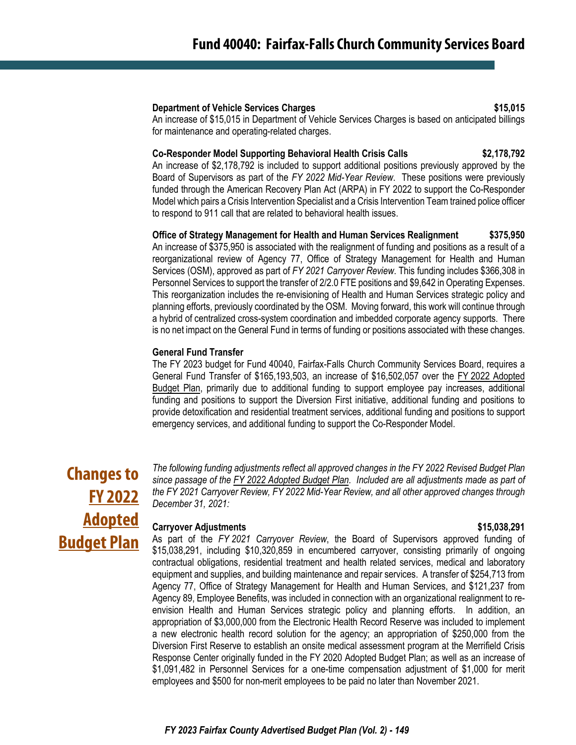**Department of Vehicle Services Charges** **$15,015**

An increase of $15,015 in Department of Vehicle Services Charges is based on anticipated billings for maintenance and operating-related charges.

**Co-Responder Model Supporting Behavioral Health Crisis Calls** **$2,178,792**

An increase of $2,178,792 is included to support additional positions previously approved by the Board of Supervisors as part of the *FY 2022 Mid-Year Review*. These positions were previously funded through the American Recovery Plan Act (ARPA) in FY 2022 to support the Co-Responder Model which pairs a Crisis Intervention Specialist and a Crisis Intervention Team trained police officer to respond to 911 call that are related to behavioral health issues.

**Office of Strategy Management for Health and Human Services Realignment** **$375,950**

An increase of $375,950 is associated with the realignment of funding and positions as a result of a reorganizational review of Agency 77, Office of Strategy Management for Health and Human Services (OSM), approved as part of *FY 2021 Carryover Review*. This funding includes $366,308 in Personnel Services to support the transfer of 2/2.0 FTE positions and $9,642 in Operating Expenses. This reorganization includes the re-envisioning of Health and Human Services strategic policy and planning efforts, previously coordinated by the OSM. Moving forward, this work will continue through a hybrid of centralized cross-system coordination and imbedded corporate agency supports. There is no net impact on the General Fund in terms of funding or positions associated with these changes.

**General Fund Transfer**

The FY 2023 budget for Fund 40040, Fairfax-Falls Church Community Services Board, requires a General Fund Transfer of $165,193,503, an increase of $16,502,057 over the FY 2022 Adopted Budget Plan, primarily due to additional funding to support employee pay increases, additional funding and positions to support the Diversion First initiative, additional funding and positions to provide detoxification and residential treatment services, additional funding and positions to support emergency services, and additional funding to support the Co-Responder Model.

## Changes to FY 2022 Adopted Budget Plan

*The following funding adjustments reflect all approved changes in the FY 2022 Revised Budget Plan since passage of the FY 2022 Adopted Budget Plan. Included are all adjustments made as part of the FY 2021 Carryover Review, FY 2022 Mid-Year Review, and all other approved changes through December 31, 2021:*

**Carryover Adjustments** **$15,038,291**

As part of the *FY 2021 Carryover Review*, the Board of Supervisors approved funding of $15,038,291, including $10,320,859 in encumbered carryover, consisting primarily of ongoing contractual obligations, residential treatment and health related services, medical and laboratory equipment and supplies, and building maintenance and repair services. A transfer of $254,713 from Agency 77, Office of Strategy Management for Health and Human Services, and $121,237 from Agency 89, Employee Benefits, was included in connection with an organizational realignment to re-envision Health and Human Services strategic policy and planning efforts. In addition, an appropriation of $3,000,000 from the Electronic Health Record Reserve was included to implement a new electronic health record solution for the agency; an appropriation of $250,000 from the Diversion First Reserve to establish an onsite medical assessment program at the Merrifield Crisis Response Center originally funded in the FY 2020 Adopted Budget Plan; as well as an increase of $1,091,482 in Personnel Services for a one-time compensation adjustment of $1,000 for merit employees and $500 for non-merit employees to be paid no later than November 2021.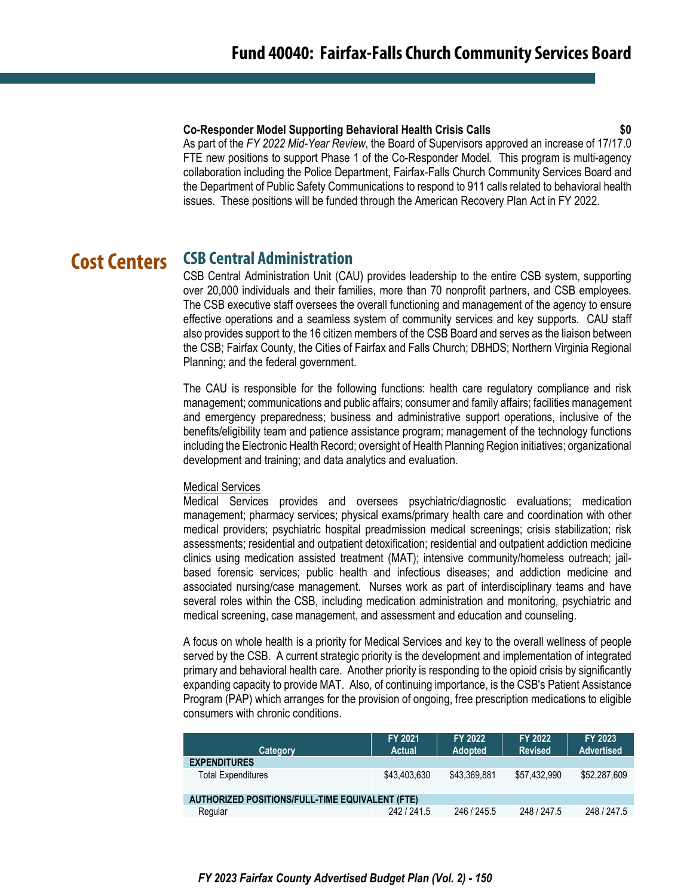**Co-Responder Model Supporting Behavioral Health Crisis Calls** **$0**

As part of the *FY 2022 Mid-Year Review*, the Board of Supervisors approved an increase of 17/17.0 FTE new positions to support Phase 1 of the Co-Responder Model. This program is multi-agency collaboration including the Police Department, Fairfax-Falls Church Community Services Board and the Department of Public Safety Communications to respond to 911 calls related to behavioral health issues. These positions will be funded through the American Recovery Plan Act in FY 2022.

## Cost Centers

### CSB Central Administration

CSB Central Administration Unit (CAU) provides leadership to the entire CSB system, supporting over 20,000 individuals and their families, more than 70 nonprofit partners, and CSB employees. The CSB executive staff oversees the overall functioning and management of the agency to ensure effective operations and a seamless system of community services and key supports. CAU staff also provides support to the 16 citizen members of the CSB Board and serves as the liaison between the CSB; Fairfax County, the Cities of Fairfax and Falls Church; DBHDS; Northern Virginia Regional Planning; and the federal government.

The CAU is responsible for the following functions: health care regulatory compliance and risk management; communications and public affairs; consumer and family affairs; facilities management and emergency preparedness; business and administrative support operations, inclusive of the benefits/eligibility team and patience assistance program; management of the technology functions including the Electronic Health Record; oversight of Health Planning Region initiatives; organizational development and training; and data analytics and evaluation.

Medical Services

Medical Services provides and oversees psychiatric/diagnostic evaluations; medication management; pharmacy services; physical exams/primary health care and coordination with other medical providers; psychiatric hospital preadmission medical screenings; crisis stabilization; risk assessments; residential and outpatient detoxification; residential and outpatient addiction medicine clinics using medication assisted treatment (MAT); intensive community/homeless outreach; jail-based forensic services; public health and infectious diseases; and addiction medicine and associated nursing/case management. Nurses work as part of interdisciplinary teams and have several roles within the CSB, including medication administration and monitoring, psychiatric and medical screening, case management, and assessment and education and counseling.

A focus on whole health is a priority for Medical Services and key to the overall wellness of people served by the CSB. A current strategic priority is the development and implementation of integrated primary and behavioral health care. Another priority is responding to the opioid crisis by significantly expanding capacity to provide MAT. Also, of continuing importance, is the CSB's Patient Assistance Program (PAP) which arranges for the provision of ongoing, free prescription medications to eligible consumers with chronic conditions.

| Category | FY 2021 Actual | FY 2022 Adopted | FY 2022 Revised | FY 2023 Advertised |
|---|---|---|---|---|
| **EXPENDITURES** | | | | |
| Total Expenditures | $43,403,630 | $43,369,881 | $57,432,990 | $52,287,609 |
| **AUTHORIZED POSITIONS/FULL-TIME EQUIVALENT (FTE)** | | | | |
| Regular | 242 / 241.5 | 246 / 245.5 | 248 / 247.5 | 248 / 247.5 |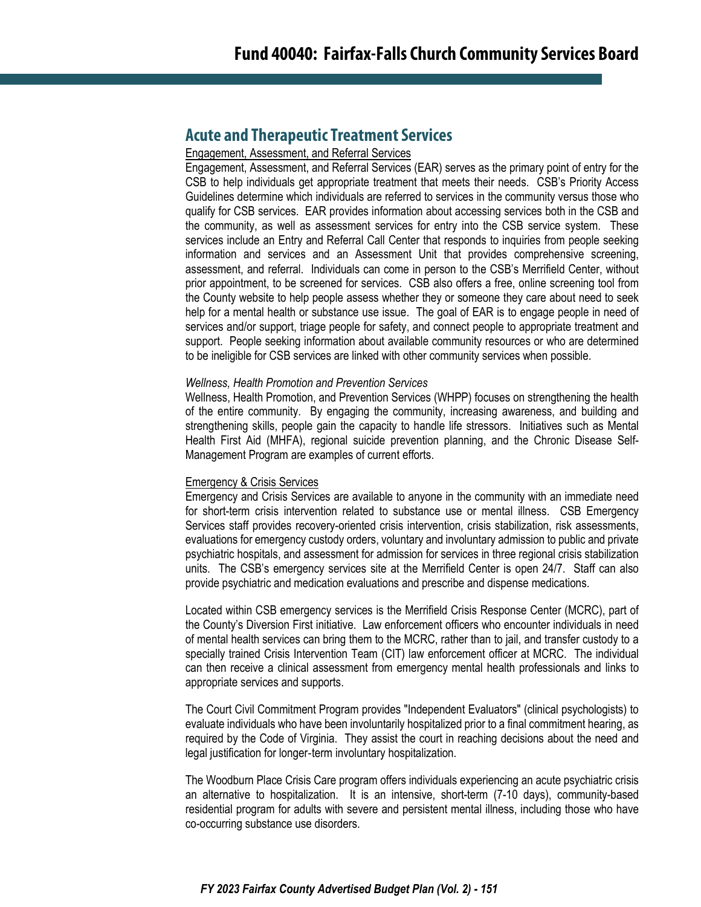## Acute and Therapeutic Treatment Services

Engagement, Assessment, and Referral Services

Engagement, Assessment, and Referral Services (EAR) serves as the primary point of entry for the CSB to help individuals get appropriate treatment that meets their needs. CSB's Priority Access Guidelines determine which individuals are referred to services in the community versus those who qualify for CSB services. EAR provides information about accessing services both in the CSB and the community, as well as assessment services for entry into the CSB service system. These services include an Entry and Referral Call Center that responds to inquiries from people seeking information and services and an Assessment Unit that provides comprehensive screening, assessment, and referral. Individuals can come in person to the CSB's Merrifield Center, without prior appointment, to be screened for services. CSB also offers a free, online screening tool from the County website to help people assess whether they or someone they care about need to seek help for a mental health or substance use issue. The goal of EAR is to engage people in need of services and/or support, triage people for safety, and connect people to appropriate treatment and support. People seeking information about available community resources or who are determined to be ineligible for CSB services are linked with other community services when possible.

*Wellness, Health Promotion and Prevention Services*

Wellness, Health Promotion, and Prevention Services (WHPP) focuses on strengthening the health of the entire community. By engaging the community, increasing awareness, and building and strengthening skills, people gain the capacity to handle life stressors. Initiatives such as Mental Health First Aid (MHFA), regional suicide prevention planning, and the Chronic Disease Self-Management Program are examples of current efforts.

Emergency & Crisis Services

Emergency and Crisis Services are available to anyone in the community with an immediate need for short-term crisis intervention related to substance use or mental illness. CSB Emergency Services staff provides recovery-oriented crisis intervention, crisis stabilization, risk assessments, evaluations for emergency custody orders, voluntary and involuntary admission to public and private psychiatric hospitals, and assessment for admission for services in three regional crisis stabilization units. The CSB's emergency services site at the Merrifield Center is open 24/7. Staff can also provide psychiatric and medication evaluations and prescribe and dispense medications.

Located within CSB emergency services is the Merrifield Crisis Response Center (MCRC), part of the County's Diversion First initiative. Law enforcement officers who encounter individuals in need of mental health services can bring them to the MCRC, rather than to jail, and transfer custody to a specially trained Crisis Intervention Team (CIT) law enforcement officer at MCRC. The individual can then receive a clinical assessment from emergency mental health professionals and links to appropriate services and supports.

The Court Civil Commitment Program provides "Independent Evaluators" (clinical psychologists) to evaluate individuals who have been involuntarily hospitalized prior to a final commitment hearing, as required by the Code of Virginia. They assist the court in reaching decisions about the need and legal justification for longer-term involuntary hospitalization.

The Woodburn Place Crisis Care program offers individuals experiencing an acute psychiatric crisis an alternative to hospitalization. It is an intensive, short-term (7-10 days), community-based residential program for adults with severe and persistent mental illness, including those who have co-occurring substance use disorders.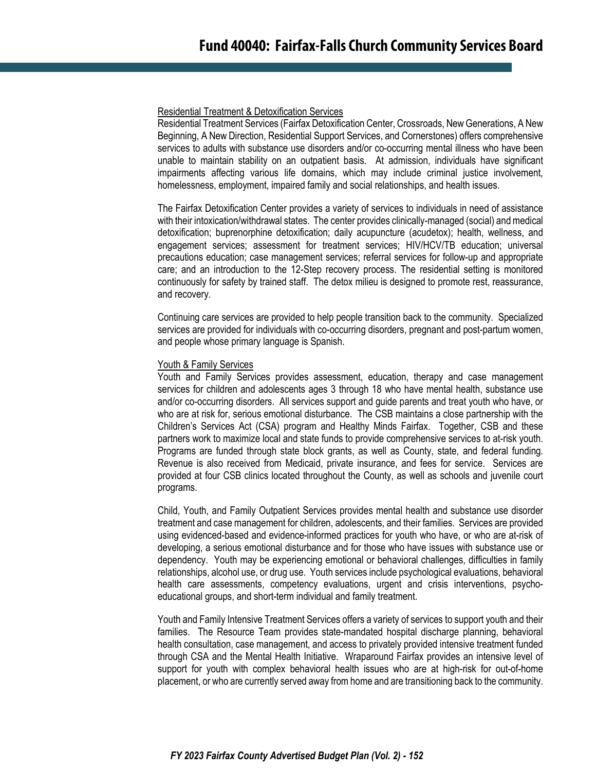Residential Treatment & Detoxification Services

Residential Treatment Services (Fairfax Detoxification Center, Crossroads, New Generations, A New Beginning, A New Direction, Residential Support Services, and Cornerstones) offers comprehensive services to adults with substance use disorders and/or co-occurring mental illness who have been unable to maintain stability on an outpatient basis. At admission, individuals have significant impairments affecting various life domains, which may include criminal justice involvement, homelessness, employment, impaired family and social relationships, and health issues.

The Fairfax Detoxification Center provides a variety of services to individuals in need of assistance with their intoxication/withdrawal states. The center provides clinically-managed (social) and medical detoxification; buprenorphine detoxification; daily acupuncture (acudetox); health, wellness, and engagement services; assessment for treatment services; HIV/HCV/TB education; universal precautions education; case management services; referral services for follow-up and appropriate care; and an introduction to the 12-Step recovery process. The residential setting is monitored continuously for safety by trained staff. The detox milieu is designed to promote rest, reassurance, and recovery.

Continuing care services are provided to help people transition back to the community. Specialized services are provided for individuals with co-occurring disorders, pregnant and post-partum women, and people whose primary language is Spanish.

Youth & Family Services

Youth and Family Services provides assessment, education, therapy and case management services for children and adolescents ages 3 through 18 who have mental health, substance use and/or co-occurring disorders. All services support and guide parents and treat youth who have, or who are at risk for, serious emotional disturbance. The CSB maintains a close partnership with the Children's Services Act (CSA) program and Healthy Minds Fairfax. Together, CSB and these partners work to maximize local and state funds to provide comprehensive services to at-risk youth. Programs are funded through state block grants, as well as County, state, and federal funding. Revenue is also received from Medicaid, private insurance, and fees for service. Services are provided at four CSB clinics located throughout the County, as well as schools and juvenile court programs.

Child, Youth, and Family Outpatient Services provides mental health and substance use disorder treatment and case management for children, adolescents, and their families. Services are provided using evidenced-based and evidence-informed practices for youth who have, or who are at-risk of developing, a serious emotional disturbance and for those who have issues with substance use or dependency. Youth may be experiencing emotional or behavioral challenges, difficulties in family relationships, alcohol use, or drug use. Youth services include psychological evaluations, behavioral health care assessments, competency evaluations, urgent and crisis interventions, psycho-educational groups, and short-term individual and family treatment.

Youth and Family Intensive Treatment Services offers a variety of services to support youth and their families. The Resource Team provides state-mandated hospital discharge planning, behavioral health consultation, case management, and access to privately provided intensive treatment funded through CSA and the Mental Health Initiative. Wraparound Fairfax provides an intensive level of support for youth with complex behavioral health issues who are at high-risk for out-of-home placement, or who are currently served away from home and are transitioning back to the community.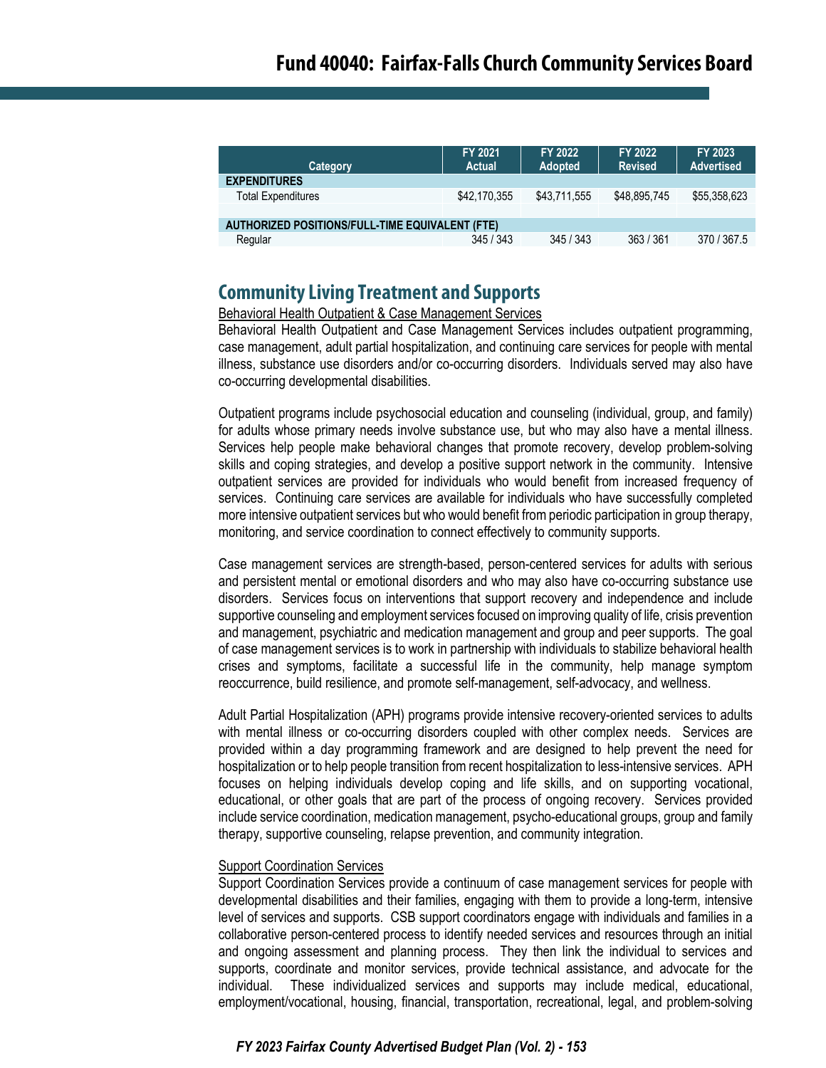| Category | FY 2021 Actual | FY 2022 Adopted | FY 2022 Revised | FY 2023 Advertised |
|---|---|---|---|---|
| **EXPENDITURES** | | | | |
| Total Expenditures | $42,170,355 | $43,711,555 | $48,895,745 | $55,358,623 |
| | | | | |
| **AUTHORIZED POSITIONS/FULL-TIME EQUIVALENT (FTE)** | | | | |
| Regular | 345 / 343 | 345 / 343 | 363 / 361 | 370 / 367.5 |

## Community Living Treatment and Supports

Behavioral Health Outpatient & Case Management Services

Behavioral Health Outpatient and Case Management Services includes outpatient programming, case management, adult partial hospitalization, and continuing care services for people with mental illness, substance use disorders and/or co-occurring disorders. Individuals served may also have co-occurring developmental disabilities.

Outpatient programs include psychosocial education and counseling (individual, group, and family) for adults whose primary needs involve substance use, but who may also have a mental illness. Services help people make behavioral changes that promote recovery, develop problem-solving skills and coping strategies, and develop a positive support network in the community. Intensive outpatient services are provided for individuals who would benefit from increased frequency of services. Continuing care services are available for individuals who have successfully completed more intensive outpatient services but who would benefit from periodic participation in group therapy, monitoring, and service coordination to connect effectively to community supports.

Case management services are strength-based, person-centered services for adults with serious and persistent mental or emotional disorders and who may also have co-occurring substance use disorders. Services focus on interventions that support recovery and independence and include supportive counseling and employment services focused on improving quality of life, crisis prevention and management, psychiatric and medication management and group and peer supports. The goal of case management services is to work in partnership with individuals to stabilize behavioral health crises and symptoms, facilitate a successful life in the community, help manage symptom reoccurrence, build resilience, and promote self-management, self-advocacy, and wellness.

Adult Partial Hospitalization (APH) programs provide intensive recovery-oriented services to adults with mental illness or co-occurring disorders coupled with other complex needs. Services are provided within a day programming framework and are designed to help prevent the need for hospitalization or to help people transition from recent hospitalization to less-intensive services. APH focuses on helping individuals develop coping and life skills, and on supporting vocational, educational, or other goals that are part of the process of ongoing recovery. Services provided include service coordination, medication management, psycho-educational groups, group and family therapy, supportive counseling, relapse prevention, and community integration.

Support Coordination Services

Support Coordination Services provide a continuum of case management services for people with developmental disabilities and their families, engaging with them to provide a long-term, intensive level of services and supports. CSB support coordinators engage with individuals and families in a collaborative person-centered process to identify needed services and resources through an initial and ongoing assessment and planning process. They then link the individual to services and supports, coordinate and monitor services, provide technical assistance, and advocate for the individual. These individualized services and supports may include medical, educational, employment/vocational, housing, financial, transportation, recreational, legal, and problem-solving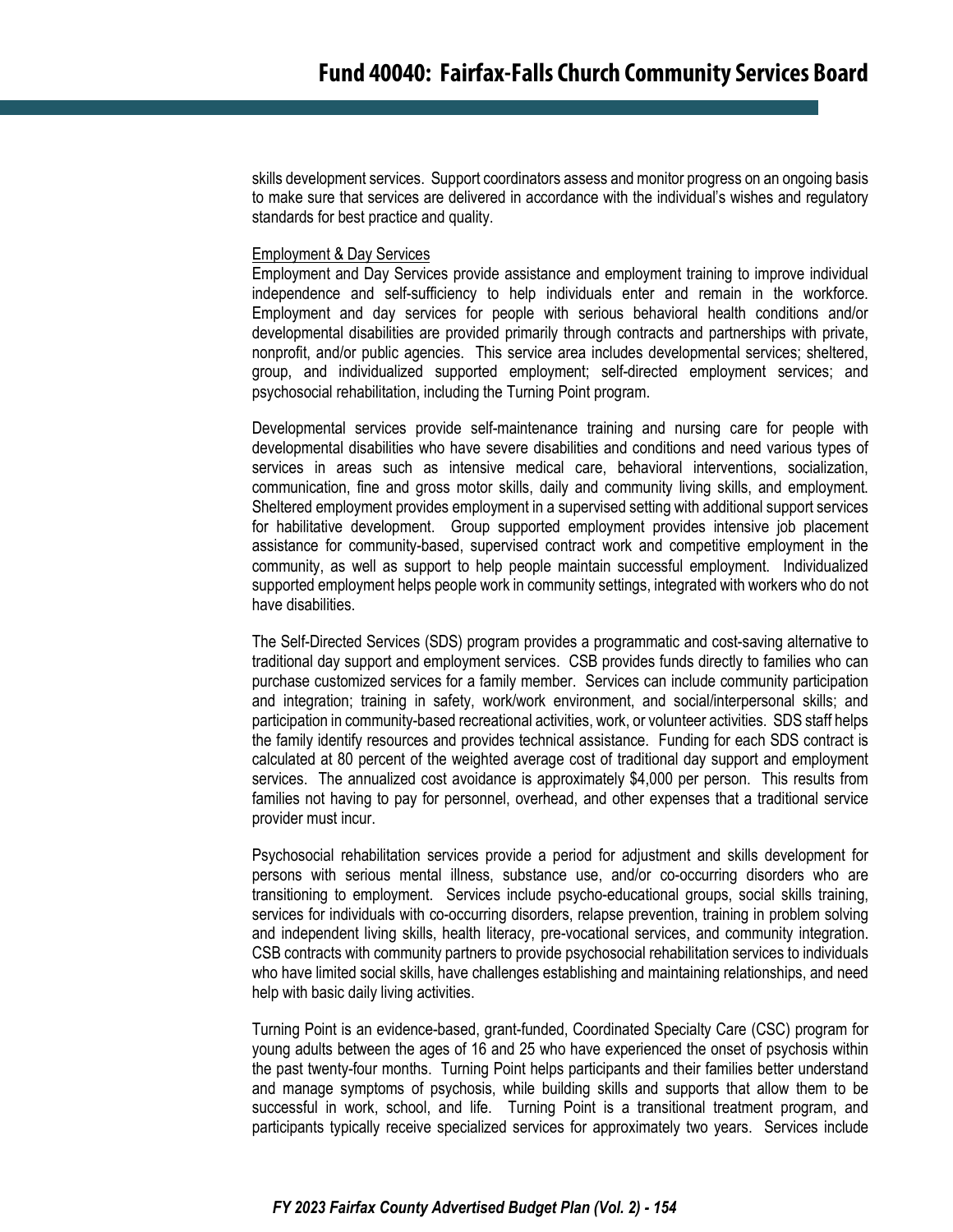skills development services. Support coordinators assess and monitor progress on an ongoing basis to make sure that services are delivered in accordance with the individual's wishes and regulatory standards for best practice and quality.

Employment & Day Services

Employment and Day Services provide assistance and employment training to improve individual independence and self-sufficiency to help individuals enter and remain in the workforce. Employment and day services for people with serious behavioral health conditions and/or developmental disabilities are provided primarily through contracts and partnerships with private, nonprofit, and/or public agencies. This service area includes developmental services; sheltered, group, and individualized supported employment; self-directed employment services; and psychosocial rehabilitation, including the Turning Point program.

Developmental services provide self-maintenance training and nursing care for people with developmental disabilities who have severe disabilities and conditions and need various types of services in areas such as intensive medical care, behavioral interventions, socialization, communication, fine and gross motor skills, daily and community living skills, and employment. Sheltered employment provides employment in a supervised setting with additional support services for habilitative development. Group supported employment provides intensive job placement assistance for community-based, supervised contract work and competitive employment in the community, as well as support to help people maintain successful employment. Individualized supported employment helps people work in community settings, integrated with workers who do not have disabilities.

The Self-Directed Services (SDS) program provides a programmatic and cost-saving alternative to traditional day support and employment services. CSB provides funds directly to families who can purchase customized services for a family member. Services can include community participation and integration; training in safety, work/work environment, and social/interpersonal skills; and participation in community-based recreational activities, work, or volunteer activities. SDS staff helps the family identify resources and provides technical assistance. Funding for each SDS contract is calculated at 80 percent of the weighted average cost of traditional day support and employment services. The annualized cost avoidance is approximately $4,000 per person. This results from families not having to pay for personnel, overhead, and other expenses that a traditional service provider must incur.

Psychosocial rehabilitation services provide a period for adjustment and skills development for persons with serious mental illness, substance use, and/or co-occurring disorders who are transitioning to employment. Services include psycho-educational groups, social skills training, services for individuals with co-occurring disorders, relapse prevention, training in problem solving and independent living skills, health literacy, pre-vocational services, and community integration. CSB contracts with community partners to provide psychosocial rehabilitation services to individuals who have limited social skills, have challenges establishing and maintaining relationships, and need help with basic daily living activities.

Turning Point is an evidence-based, grant-funded, Coordinated Specialty Care (CSC) program for young adults between the ages of 16 and 25 who have experienced the onset of psychosis within the past twenty-four months. Turning Point helps participants and their families better understand and manage symptoms of psychosis, while building skills and supports that allow them to be successful in work, school, and life. Turning Point is a transitional treatment program, and participants typically receive specialized services for approximately two years. Services include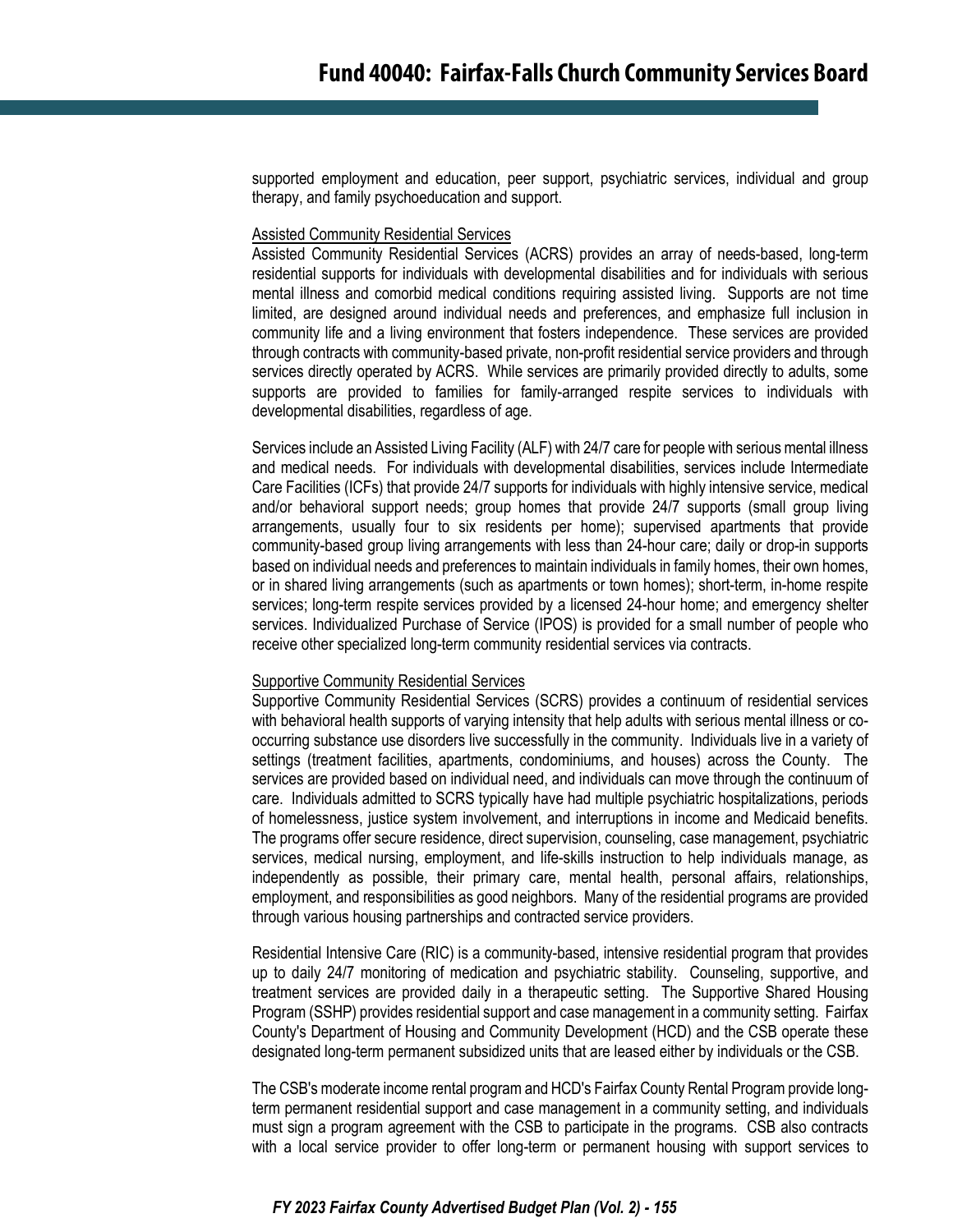supported employment and education, peer support, psychiatric services, individual and group therapy, and family psychoeducation and support.

Assisted Community Residential Services

Assisted Community Residential Services (ACRS) provides an array of needs-based, long-term residential supports for individuals with developmental disabilities and for individuals with serious mental illness and comorbid medical conditions requiring assisted living. Supports are not time limited, are designed around individual needs and preferences, and emphasize full inclusion in community life and a living environment that fosters independence. These services are provided through contracts with community-based private, non-profit residential service providers and through services directly operated by ACRS. While services are primarily provided directly to adults, some supports are provided to families for family-arranged respite services to individuals with developmental disabilities, regardless of age.

Services include an Assisted Living Facility (ALF) with 24/7 care for people with serious mental illness and medical needs. For individuals with developmental disabilities, services include Intermediate Care Facilities (ICFs) that provide 24/7 supports for individuals with highly intensive service, medical and/or behavioral support needs; group homes that provide 24/7 supports (small group living arrangements, usually four to six residents per home); supervised apartments that provide community-based group living arrangements with less than 24-hour care; daily or drop-in supports based on individual needs and preferences to maintain individuals in family homes, their own homes, or in shared living arrangements (such as apartments or town homes); short-term, in-home respite services; long-term respite services provided by a licensed 24-hour home; and emergency shelter services. Individualized Purchase of Service (IPOS) is provided for a small number of people who receive other specialized long-term community residential services via contracts.

Supportive Community Residential Services

Supportive Community Residential Services (SCRS) provides a continuum of residential services with behavioral health supports of varying intensity that help adults with serious mental illness or co-occurring substance use disorders live successfully in the community. Individuals live in a variety of settings (treatment facilities, apartments, condominiums, and houses) across the County. The services are provided based on individual need, and individuals can move through the continuum of care. Individuals admitted to SCRS typically have had multiple psychiatric hospitalizations, periods of homelessness, justice system involvement, and interruptions in income and Medicaid benefits. The programs offer secure residence, direct supervision, counseling, case management, psychiatric services, medical nursing, employment, and life-skills instruction to help individuals manage, as independently as possible, their primary care, mental health, personal affairs, relationships, employment, and responsibilities as good neighbors. Many of the residential programs are provided through various housing partnerships and contracted service providers.

Residential Intensive Care (RIC) is a community-based, intensive residential program that provides up to daily 24/7 monitoring of medication and psychiatric stability. Counseling, supportive, and treatment services are provided daily in a therapeutic setting. The Supportive Shared Housing Program (SSHP) provides residential support and case management in a community setting. Fairfax County's Department of Housing and Community Development (HCD) and the CSB operate these designated long-term permanent subsidized units that are leased either by individuals or the CSB.

The CSB's moderate income rental program and HCD's Fairfax County Rental Program provide long-term permanent residential support and case management in a community setting, and individuals must sign a program agreement with the CSB to participate in the programs. CSB also contracts with a local service provider to offer long-term or permanent housing with support services to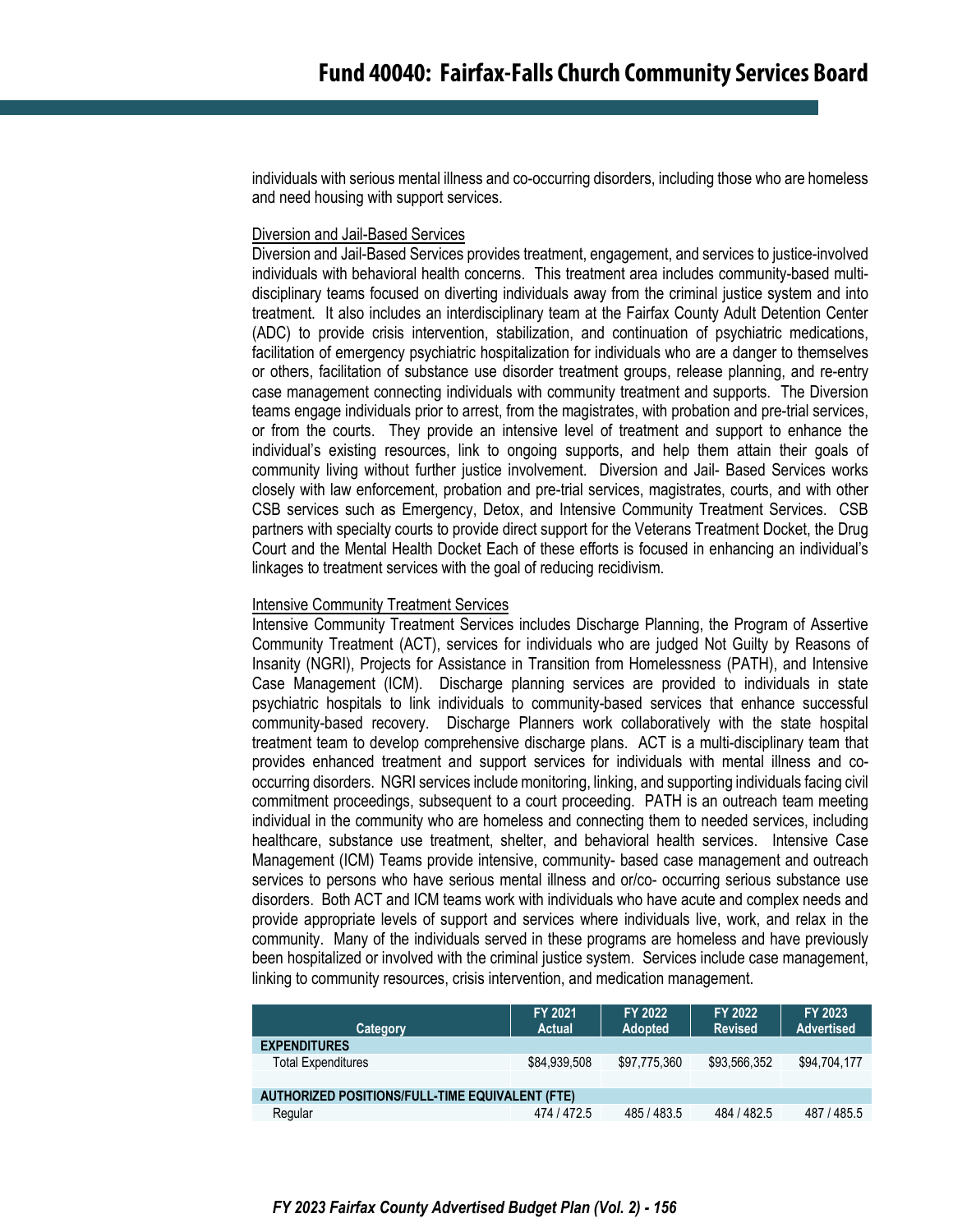individuals with serious mental illness and co-occurring disorders, including those who are homeless and need housing with support services.

<u>Diversion and Jail-Based Services</u>

Diversion and Jail-Based Services provides treatment, engagement, and services to justice-involved individuals with behavioral health concerns. This treatment area includes community-based multi-disciplinary teams focused on diverting individuals away from the criminal justice system and into treatment. It also includes an interdisciplinary team at the Fairfax County Adult Detention Center (ADC) to provide crisis intervention, stabilization, and continuation of psychiatric medications, facilitation of emergency psychiatric hospitalization for individuals who are a danger to themselves or others, facilitation of substance use disorder treatment groups, release planning, and re-entry case management connecting individuals with community treatment and supports. The Diversion teams engage individuals prior to arrest, from the magistrates, with probation and pre-trial services, or from the courts. They provide an intensive level of treatment and support to enhance the individual's existing resources, link to ongoing supports, and help them attain their goals of community living without further justice involvement. Diversion and Jail- Based Services works closely with law enforcement, probation and pre-trial services, magistrates, courts, and with other CSB services such as Emergency, Detox, and Intensive Community Treatment Services. CSB partners with specialty courts to provide direct support for the Veterans Treatment Docket, the Drug Court and the Mental Health Docket Each of these efforts is focused in enhancing an individual's linkages to treatment services with the goal of reducing recidivism.

<u>Intensive Community Treatment Services</u>

Intensive Community Treatment Services includes Discharge Planning, the Program of Assertive Community Treatment (ACT), services for individuals who are judged Not Guilty by Reasons of Insanity (NGRI), Projects for Assistance in Transition from Homelessness (PATH), and Intensive Case Management (ICM). Discharge planning services are provided to individuals in state psychiatric hospitals to link individuals to community-based services that enhance successful community-based recovery. Discharge Planners work collaboratively with the state hospital treatment team to develop comprehensive discharge plans. ACT is a multi-disciplinary team that provides enhanced treatment and support services for individuals with mental illness and co-occurring disorders. NGRI services include monitoring, linking, and supporting individuals facing civil commitment proceedings, subsequent to a court proceeding. PATH is an outreach team meeting individual in the community who are homeless and connecting them to needed services, including healthcare, substance use treatment, shelter, and behavioral health services. Intensive Case Management (ICM) Teams provide intensive, community- based case management and outreach services to persons who have serious mental illness and or/co- occurring serious substance use disorders. Both ACT and ICM teams work with individuals who have acute and complex needs and provide appropriate levels of support and services where individuals live, work, and relax in the community. Many of the individuals served in these programs are homeless and have previously been hospitalized or involved with the criminal justice system. Services include case management, linking to community resources, crisis intervention, and medication management.

| Category | FY 2021 Actual | FY 2022 Adopted | FY 2022 Revised | FY 2023 Advertised |
|---|---|---|---|---|
| **EXPENDITURES** | | | | |
| Total Expenditures | $84,939,508 | $97,775,360 | $93,566,352 | $94,704,177 |
| | | | | |
| **AUTHORIZED POSITIONS/FULL-TIME EQUIVALENT (FTE)** | | | | |
| Regular | 474 / 472.5 | 485 / 483.5 | 484 / 482.5 | 487 / 485.5 |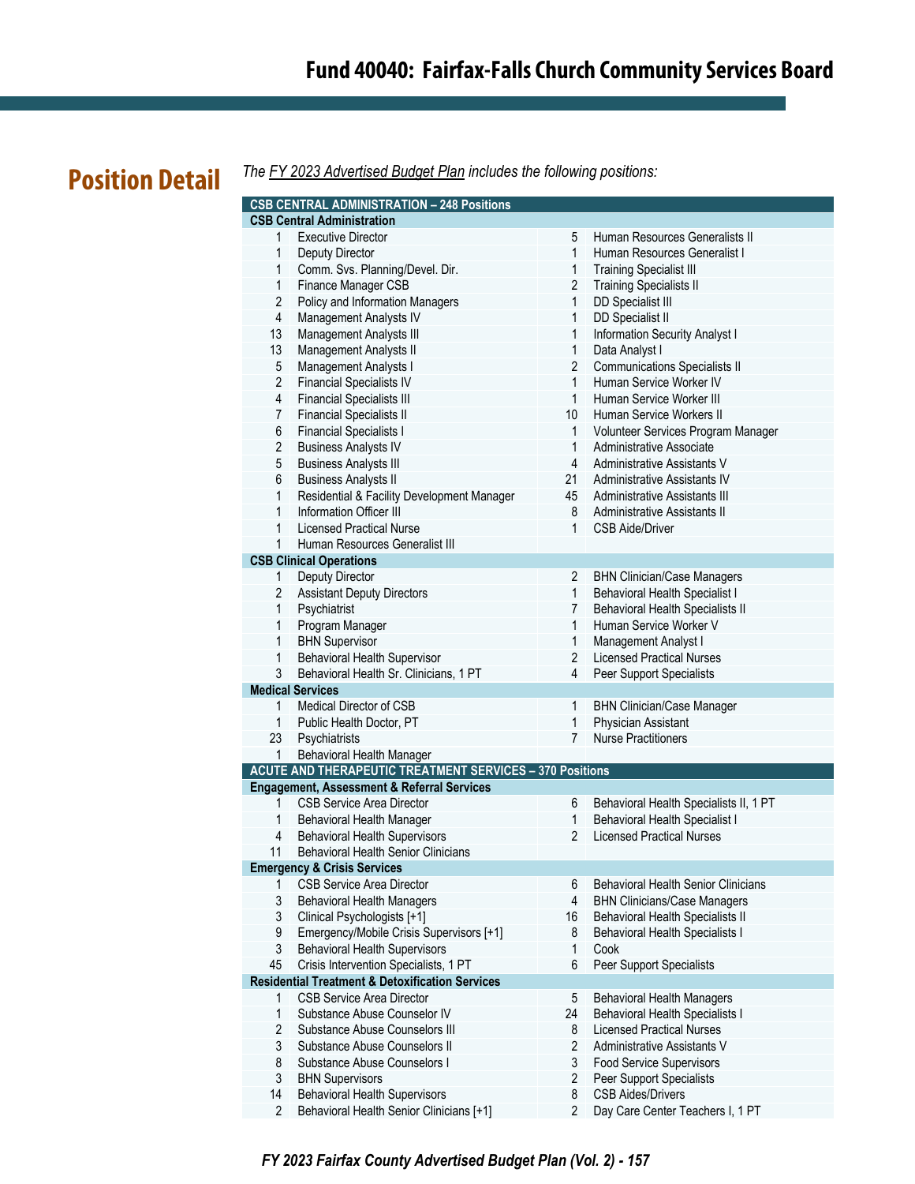## Position Detail

*The FY 2023 Advertised Budget Plan includes the following positions:*

| **CSB CENTRAL ADMINISTRATION – 248 Positions** | | | |
|---|---|---|---|
| **CSB Central Administration** | | | |
| 1 | Executive Director | 5 | Human Resources Generalists II |
| 1 | Deputy Director | 1 | Human Resources Generalist I |
| 1 | Comm. Svs. Planning/Devel. Dir. | 1 | Training Specialist III |
| 1 | Finance Manager CSB | 2 | Training Specialists II |
| 2 | Policy and Information Managers | 1 | DD Specialist III |
| 4 | Management Analysts IV | 1 | DD Specialist II |
| 13 | Management Analysts III | 1 | Information Security Analyst I |
| 13 | Management Analysts II | 1 | Data Analyst I |
| 5 | Management Analysts I | 2 | Communications Specialists II |
| 2 | Financial Specialists IV | 1 | Human Service Worker IV |
| 4 | Financial Specialists III | 1 | Human Service Worker III |
| 7 | Financial Specialists II | 10 | Human Service Workers II |
| 6 | Financial Specialists I | 1 | Volunteer Services Program Manager |
| 2 | Business Analysts IV | 1 | Administrative Associate |
| 5 | Business Analysts III | 4 | Administrative Assistants V |
| 6 | Business Analysts II | 21 | Administrative Assistants IV |
| 1 | Residential & Facility Development Manager | 45 | Administrative Assistants III |
| 1 | Information Officer III | 8 | Administrative Assistants II |
| 1 | Licensed Practical Nurse | 1 | CSB Aide/Driver |
| 1 | Human Resources Generalist III | | |
| **CSB Clinical Operations** | | | |
| 1 | Deputy Director | 2 | BHN Clinician/Case Managers |
| 2 | Assistant Deputy Directors | 1 | Behavioral Health Specialist I |
| 1 | Psychiatrist | 7 | Behavioral Health Specialists II |
| 1 | Program Manager | 1 | Human Service Worker V |
| 1 | BHN Supervisor | 1 | Management Analyst I |
| 1 | Behavioral Health Supervisor | 2 | Licensed Practical Nurses |
| 3 | Behavioral Health Sr. Clinicians, 1 PT | 4 | Peer Support Specialists |
| **Medical Services** | | | |
| 1 | Medical Director of CSB | 1 | BHN Clinician/Case Manager |
| 1 | Public Health Doctor, PT | 1 | Physician Assistant |
| 23 | Psychiatrists | 7 | Nurse Practitioners |
| 1 | Behavioral Health Manager | | |
| **ACUTE AND THERAPEUTIC TREATMENT SERVICES – 370 Positions** | | | |
| **Engagement, Assessment & Referral Services** | | | |
| 1 | CSB Service Area Director | 6 | Behavioral Health Specialists II, 1 PT |
| 1 | Behavioral Health Manager | 1 | Behavioral Health Specialist I |
| 4 | Behavioral Health Supervisors | 2 | Licensed Practical Nurses |
| 11 | Behavioral Health Senior Clinicians | | |
| **Emergency & Crisis Services** | | | |
| 1 | CSB Service Area Director | 6 | Behavioral Health Senior Clinicians |
| 3 | Behavioral Health Managers | 4 | BHN Clinicians/Case Managers |
| 3 | Clinical Psychologists [+1] | 16 | Behavioral Health Specialists II |
| 9 | Emergency/Mobile Crisis Supervisors [+1] | 8 | Behavioral Health Specialists I |
| 3 | Behavioral Health Supervisors | 1 | Cook |
| 45 | Crisis Intervention Specialists, 1 PT | 6 | Peer Support Specialists |
| **Residential Treatment & Detoxification Services** | | | |
| 1 | CSB Service Area Director | 5 | Behavioral Health Managers |
| 1 | Substance Abuse Counselor IV | 24 | Behavioral Health Specialists I |
| 2 | Substance Abuse Counselors III | 8 | Licensed Practical Nurses |
| 3 | Substance Abuse Counselors II | 2 | Administrative Assistants V |
| 8 | Substance Abuse Counselors I | 3 | Food Service Supervisors |
| 3 | BHN Supervisors | 2 | Peer Support Specialists |
| 14 | Behavioral Health Supervisors | 8 | CSB Aides/Drivers |
| 2 | Behavioral Health Senior Clinicians [+1] | 2 | Day Care Center Teachers I, 1 PT |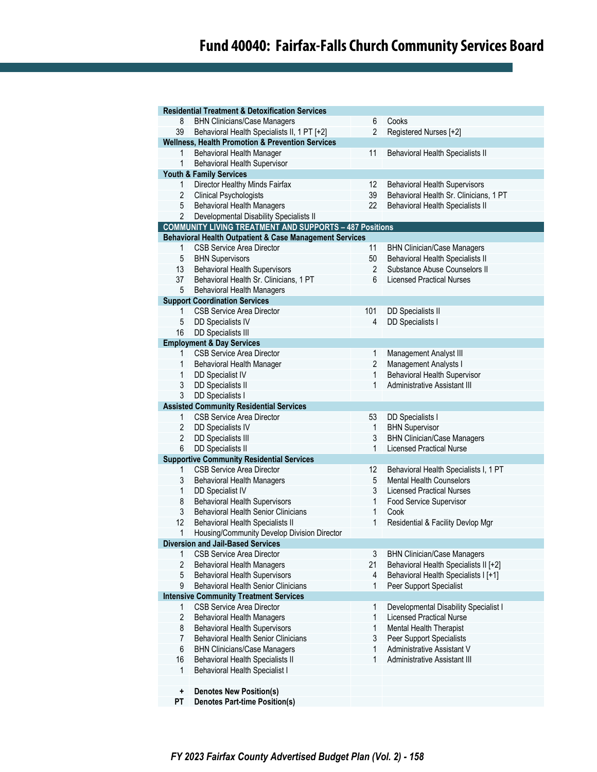| | | | |
|---|---|---|---|
| **Residential Treatment & Detoxification Services** | | | |
| 8 | BHN Clinicians/Case Managers | 6 | Cooks |
| 39 | Behavioral Health Specialists II, 1 PT [+2] | 2 | Registered Nurses [+2] |
| **Wellness, Health Promotion & Prevention Services** | | | |
| 1 | Behavioral Health Manager | 11 | Behavioral Health Specialists II |
| 1 | Behavioral Health Supervisor | | |
| **Youth & Family Services** | | | |
| 1 | Director Healthy Minds Fairfax | 12 | Behavioral Health Supervisors |
| 2 | Clinical Psychologists | 39 | Behavioral Health Sr. Clinicians, 1 PT |
| 5 | Behavioral Health Managers | 22 | Behavioral Health Specialists II |
| 2 | Developmental Disability Specialists II | | |
| **COMMUNITY LIVING TREATMENT AND SUPPORTS – 487 Positions** | | | |
| **Behavioral Health Outpatient & Case Management Services** | | | |
| 1 | CSB Service Area Director | 11 | BHN Clinician/Case Managers |
| 5 | BHN Supervisors | 50 | Behavioral Health Specialists II |
| 13 | Behavioral Health Supervisors | 2 | Substance Abuse Counselors II |
| 37 | Behavioral Health Sr. Clinicians, 1 PT | 6 | Licensed Practical Nurses |
| 5 | Behavioral Health Managers | | |
| **Support Coordination Services** | | | |
| 1 | CSB Service Area Director | 101 | DD Specialists II |
| 5 | DD Specialists IV | 4 | DD Specialists I |
| 16 | DD Specialists III | | |
| **Employment & Day Services** | | | |
| 1 | CSB Service Area Director | 1 | Management Analyst III |
| 1 | Behavioral Health Manager | 2 | Management Analysts I |
| 1 | DD Specialist IV | 1 | Behavioral Health Supervisor |
| 3 | DD Specialists II | 1 | Administrative Assistant III |
| 3 | DD Specialists I | | |
| **Assisted Community Residential Services** | | | |
| 1 | CSB Service Area Director | 53 | DD Specialists I |
| 2 | DD Specialists IV | 1 | BHN Supervisor |
| 2 | DD Specialists III | 3 | BHN Clinician/Case Managers |
| 6 | DD Specialists II | 1 | Licensed Practical Nurse |
| **Supportive Community Residential Services** | | | |
| 1 | CSB Service Area Director | 12 | Behavioral Health Specialists I, 1 PT |
| 3 | Behavioral Health Managers | 5 | Mental Health Counselors |
| 1 | DD Specialist IV | 3 | Licensed Practical Nurses |
| 8 | Behavioral Health Supervisors | 1 | Food Service Supervisor |
| 3 | Behavioral Health Senior Clinicians | 1 | Cook |
| 12 | Behavioral Health Specialists II | 1 | Residential & Facility Devlop Mgr |
| 1 | Housing/Community Develop Division Director | | |
| **Diversion and Jail-Based Services** | | | |
| 1 | CSB Service Area Director | 3 | BHN Clinician/Case Managers |
| 2 | Behavioral Health Managers | 21 | Behavioral Health Specialists II [+2] |
| 5 | Behavioral Health Supervisors | 4 | Behavioral Health Specialists I [+1] |
| 9 | Behavioral Health Senior Clinicians | 1 | Peer Support Specialist |
| **Intensive Community Treatment Services** | | | |
| 1 | CSB Service Area Director | 1 | Developmental Disability Specialist I |
| 2 | Behavioral Health Managers | 1 | Licensed Practical Nurse |
| 8 | Behavioral Health Supervisors | 1 | Mental Health Therapist |
| 7 | Behavioral Health Senior Clinicians | 3 | Peer Support Specialists |
| 6 | BHN Clinicians/Case Managers | 1 | Administrative Assistant V |
| 16 | Behavioral Health Specialists II | 1 | Administrative Assistant III |
| 1 | Behavioral Health Specialist I | | |
| | | | |
| **+** | **Denotes New Position(s)** | | |
| **PT** | **Denotes Part-time Position(s)** | | |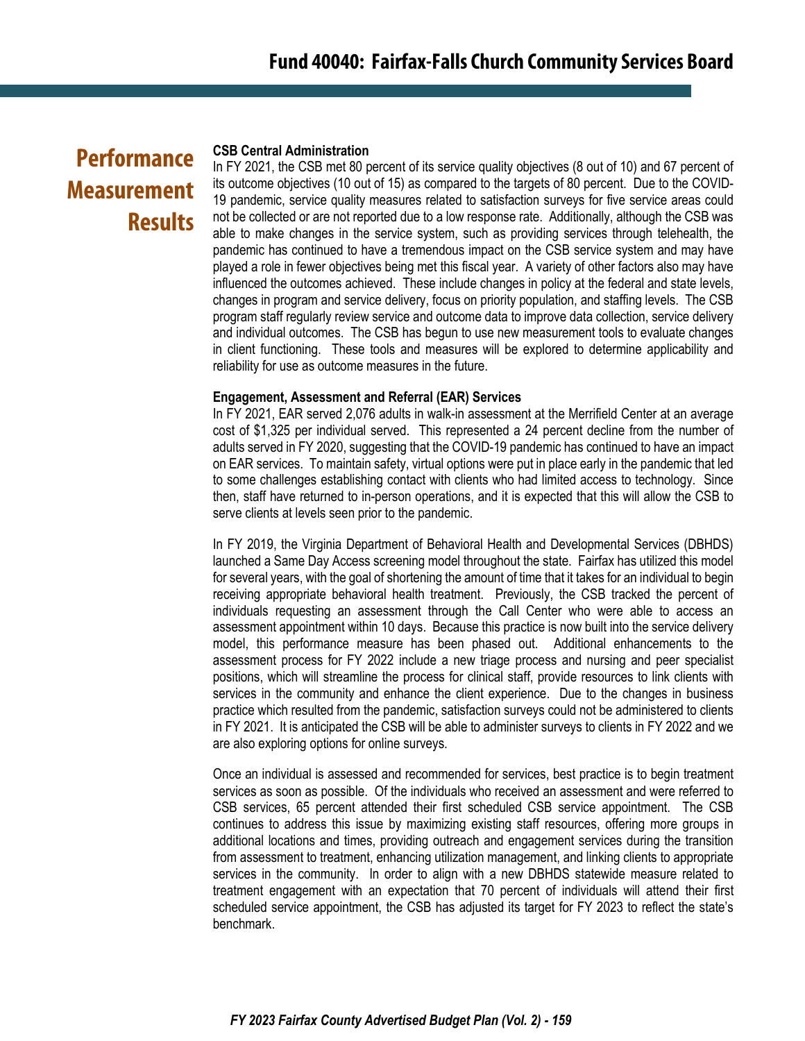## Performance Measurement Results

**CSB Central Administration**

In FY 2021, the CSB met 80 percent of its service quality objectives (8 out of 10) and 67 percent of its outcome objectives (10 out of 15) as compared to the targets of 80 percent. Due to the COVID-19 pandemic, service quality measures related to satisfaction surveys for five service areas could not be collected or are not reported due to a low response rate. Additionally, although the CSB was able to make changes in the service system, such as providing services through telehealth, the pandemic has continued to have a tremendous impact on the CSB service system and may have played a role in fewer objectives being met this fiscal year. A variety of other factors also may have influenced the outcomes achieved. These include changes in policy at the federal and state levels, changes in program and service delivery, focus on priority population, and staffing levels. The CSB program staff regularly review service and outcome data to improve data collection, service delivery and individual outcomes. The CSB has begun to use new measurement tools to evaluate changes in client functioning. These tools and measures will be explored to determine applicability and reliability for use as outcome measures in the future.

**Engagement, Assessment and Referral (EAR) Services**

In FY 2021, EAR served 2,076 adults in walk-in assessment at the Merrifield Center at an average cost of $1,325 per individual served. This represented a 24 percent decline from the number of adults served in FY 2020, suggesting that the COVID-19 pandemic has continued to have an impact on EAR services. To maintain safety, virtual options were put in place early in the pandemic that led to some challenges establishing contact with clients who had limited access to technology. Since then, staff have returned to in-person operations, and it is expected that this will allow the CSB to serve clients at levels seen prior to the pandemic.

In FY 2019, the Virginia Department of Behavioral Health and Developmental Services (DBHDS) launched a Same Day Access screening model throughout the state. Fairfax has utilized this model for several years, with the goal of shortening the amount of time that it takes for an individual to begin receiving appropriate behavioral health treatment. Previously, the CSB tracked the percent of individuals requesting an assessment through the Call Center who were able to access an assessment appointment within 10 days. Because this practice is now built into the service delivery model, this performance measure has been phased out. Additional enhancements to the assessment process for FY 2022 include a new triage process and nursing and peer specialist positions, which will streamline the process for clinical staff, provide resources to link clients with services in the community and enhance the client experience. Due to the changes in business practice which resulted from the pandemic, satisfaction surveys could not be administered to clients in FY 2021. It is anticipated the CSB will be able to administer surveys to clients in FY 2022 and we are also exploring options for online surveys.

Once an individual is assessed and recommended for services, best practice is to begin treatment services as soon as possible. Of the individuals who received an assessment and were referred to CSB services, 65 percent attended their first scheduled CSB service appointment. The CSB continues to address this issue by maximizing existing staff resources, offering more groups in additional locations and times, providing outreach and engagement services during the transition from assessment to treatment, enhancing utilization management, and linking clients to appropriate services in the community. In order to align with a new DBHDS statewide measure related to treatment engagement with an expectation that 70 percent of individuals will attend their first scheduled service appointment, the CSB has adjusted its target for FY 2023 to reflect the state's benchmark.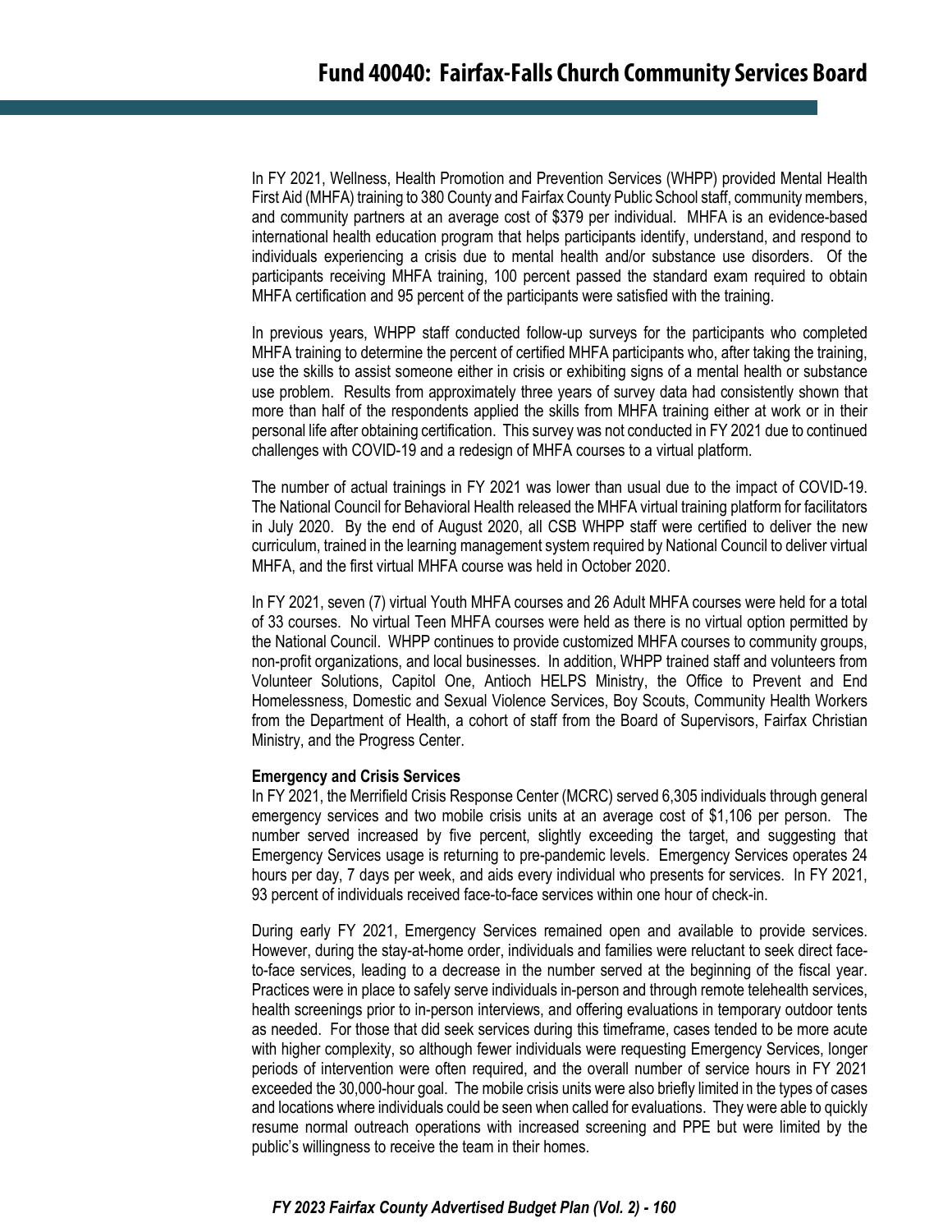In FY 2021, Wellness, Health Promotion and Prevention Services (WHPP) provided Mental Health First Aid (MHFA) training to 380 County and Fairfax County Public School staff, community members, and community partners at an average cost of $379 per individual. MHFA is an evidence-based international health education program that helps participants identify, understand, and respond to individuals experiencing a crisis due to mental health and/or substance use disorders. Of the participants receiving MHFA training, 100 percent passed the standard exam required to obtain MHFA certification and 95 percent of the participants were satisfied with the training.

In previous years, WHPP staff conducted follow-up surveys for the participants who completed MHFA training to determine the percent of certified MHFA participants who, after taking the training, use the skills to assist someone either in crisis or exhibiting signs of a mental health or substance use problem. Results from approximately three years of survey data had consistently shown that more than half of the respondents applied the skills from MHFA training either at work or in their personal life after obtaining certification. This survey was not conducted in FY 2021 due to continued challenges with COVID-19 and a redesign of MHFA courses to a virtual platform.

The number of actual trainings in FY 2021 was lower than usual due to the impact of COVID-19. The National Council for Behavioral Health released the MHFA virtual training platform for facilitators in July 2020. By the end of August 2020, all CSB WHPP staff were certified to deliver the new curriculum, trained in the learning management system required by National Council to deliver virtual MHFA, and the first virtual MHFA course was held in October 2020.

In FY 2021, seven (7) virtual Youth MHFA courses and 26 Adult MHFA courses were held for a total of 33 courses. No virtual Teen MHFA courses were held as there is no virtual option permitted by the National Council. WHPP continues to provide customized MHFA courses to community groups, non-profit organizations, and local businesses. In addition, WHPP trained staff and volunteers from Volunteer Solutions, Capitol One, Antioch HELPS Ministry, the Office to Prevent and End Homelessness, Domestic and Sexual Violence Services, Boy Scouts, Community Health Workers from the Department of Health, a cohort of staff from the Board of Supervisors, Fairfax Christian Ministry, and the Progress Center.

**Emergency and Crisis Services**

In FY 2021, the Merrifield Crisis Response Center (MCRC) served 6,305 individuals through general emergency services and two mobile crisis units at an average cost of $1,106 per person. The number served increased by five percent, slightly exceeding the target, and suggesting that Emergency Services usage is returning to pre-pandemic levels. Emergency Services operates 24 hours per day, 7 days per week, and aids every individual who presents for services. In FY 2021, 93 percent of individuals received face-to-face services within one hour of check-in.

During early FY 2021, Emergency Services remained open and available to provide services. However, during the stay-at-home order, individuals and families were reluctant to seek direct face-to-face services, leading to a decrease in the number served at the beginning of the fiscal year. Practices were in place to safely serve individuals in-person and through remote telehealth services, health screenings prior to in-person interviews, and offering evaluations in temporary outdoor tents as needed. For those that did seek services during this timeframe, cases tended to be more acute with higher complexity, so although fewer individuals were requesting Emergency Services, longer periods of intervention were often required, and the overall number of service hours in FY 2021 exceeded the 30,000-hour goal. The mobile crisis units were also briefly limited in the types of cases and locations where individuals could be seen when called for evaluations. They were able to quickly resume normal outreach operations with increased screening and PPE but were limited by the public's willingness to receive the team in their homes.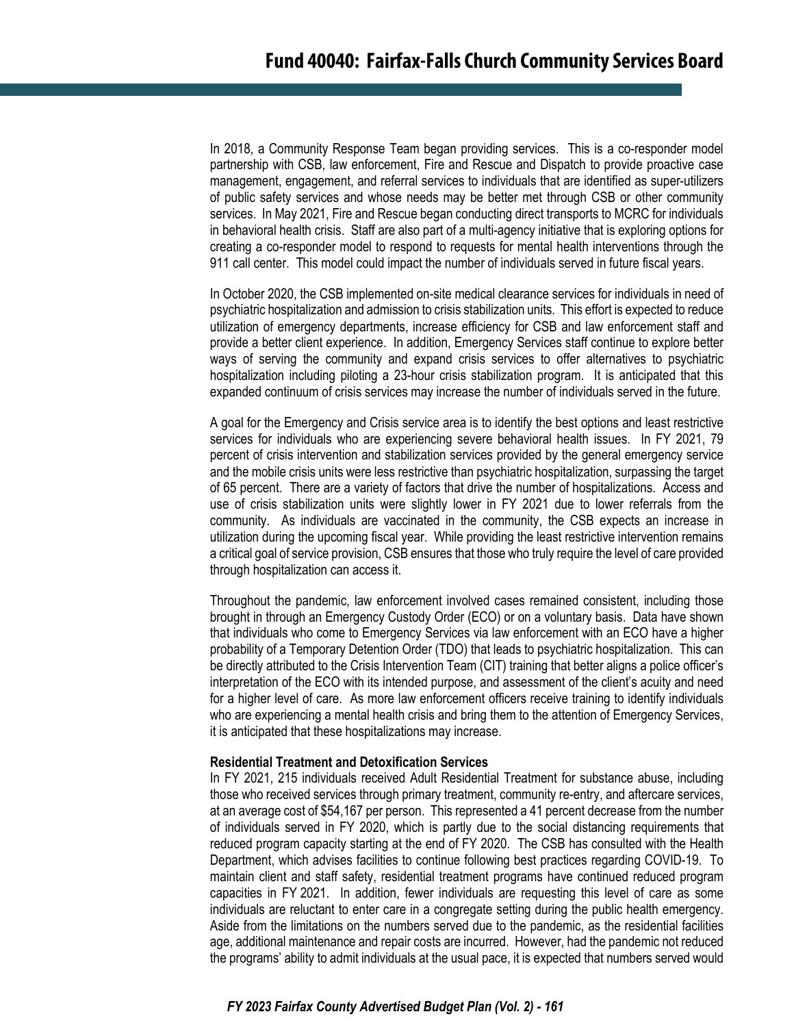In 2018, a Community Response Team began providing services. This is a co-responder model partnership with CSB, law enforcement, Fire and Rescue and Dispatch to provide proactive case management, engagement, and referral services to individuals that are identified as super-utilizers of public safety services and whose needs may be better met through CSB or other community services. In May 2021, Fire and Rescue began conducting direct transports to MCRC for individuals in behavioral health crisis. Staff are also part of a multi-agency initiative that is exploring options for creating a co-responder model to respond to requests for mental health interventions through the 911 call center. This model could impact the number of individuals served in future fiscal years.

In October 2020, the CSB implemented on-site medical clearance services for individuals in need of psychiatric hospitalization and admission to crisis stabilization units. This effort is expected to reduce utilization of emergency departments, increase efficiency for CSB and law enforcement staff and provide a better client experience. In addition, Emergency Services staff continue to explore better ways of serving the community and expand crisis services to offer alternatives to psychiatric hospitalization including piloting a 23-hour crisis stabilization program. It is anticipated that this expanded continuum of crisis services may increase the number of individuals served in the future.

A goal for the Emergency and Crisis service area is to identify the best options and least restrictive services for individuals who are experiencing severe behavioral health issues. In FY 2021, 79 percent of crisis intervention and stabilization services provided by the general emergency service and the mobile crisis units were less restrictive than psychiatric hospitalization, surpassing the target of 65 percent. There are a variety of factors that drive the number of hospitalizations. Access and use of crisis stabilization units were slightly lower in FY 2021 due to lower referrals from the community. As individuals are vaccinated in the community, the CSB expects an increase in utilization during the upcoming fiscal year. While providing the least restrictive intervention remains a critical goal of service provision, CSB ensures that those who truly require the level of care provided through hospitalization can access it.

Throughout the pandemic, law enforcement involved cases remained consistent, including those brought in through an Emergency Custody Order (ECO) or on a voluntary basis. Data have shown that individuals who come to Emergency Services via law enforcement with an ECO have a higher probability of a Temporary Detention Order (TDO) that leads to psychiatric hospitalization. This can be directly attributed to the Crisis Intervention Team (CIT) training that better aligns a police officer's interpretation of the ECO with its intended purpose, and assessment of the client's acuity and need for a higher level of care. As more law enforcement officers receive training to identify individuals who are experiencing a mental health crisis and bring them to the attention of Emergency Services, it is anticipated that these hospitalizations may increase.

**Residential Treatment and Detoxification Services**

In FY 2021, 215 individuals received Adult Residential Treatment for substance abuse, including those who received services through primary treatment, community re-entry, and aftercare services, at an average cost of $54,167 per person. This represented a 41 percent decrease from the number of individuals served in FY 2020, which is partly due to the social distancing requirements that reduced program capacity starting at the end of FY 2020. The CSB has consulted with the Health Department, which advises facilities to continue following best practices regarding COVID-19. To maintain client and staff safety, residential treatment programs have continued reduced program capacities in FY 2021. In addition, fewer individuals are requesting this level of care as some individuals are reluctant to enter care in a congregate setting during the public health emergency. Aside from the limitations on the numbers served due to the pandemic, as the residential facilities age, additional maintenance and repair costs are incurred. However, had the pandemic not reduced the programs' ability to admit individuals at the usual pace, it is expected that numbers served would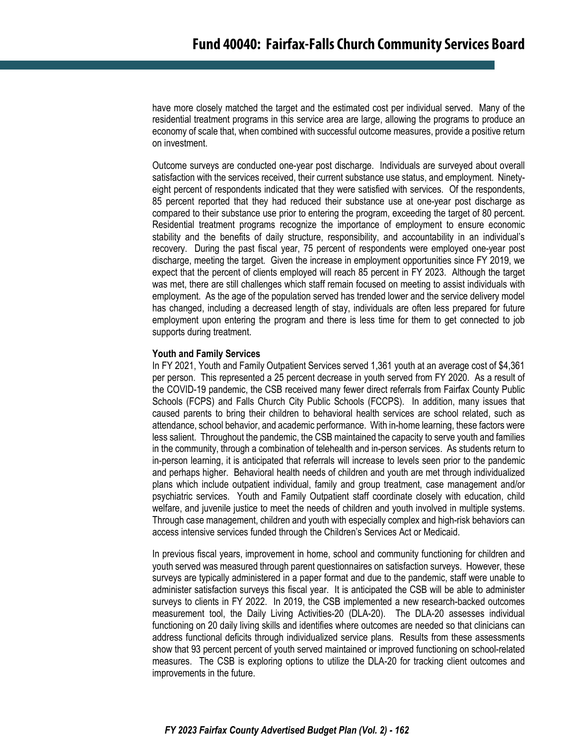have more closely matched the target and the estimated cost per individual served. Many of the residential treatment programs in this service area are large, allowing the programs to produce an economy of scale that, when combined with successful outcome measures, provide a positive return on investment.

Outcome surveys are conducted one-year post discharge. Individuals are surveyed about overall satisfaction with the services received, their current substance use status, and employment. Ninety-eight percent of respondents indicated that they were satisfied with services. Of the respondents, 85 percent reported that they had reduced their substance use at one-year post discharge as compared to their substance use prior to entering the program, exceeding the target of 80 percent. Residential treatment programs recognize the importance of employment to ensure economic stability and the benefits of daily structure, responsibility, and accountability in an individual's recovery. During the past fiscal year, 75 percent of respondents were employed one-year post discharge, meeting the target. Given the increase in employment opportunities since FY 2019, we expect that the percent of clients employed will reach 85 percent in FY 2023. Although the target was met, there are still challenges which staff remain focused on meeting to assist individuals with employment. As the age of the population served has trended lower and the service delivery model has changed, including a decreased length of stay, individuals are often less prepared for future employment upon entering the program and there is less time for them to get connected to job supports during treatment.

**Youth and Family Services**

In FY 2021, Youth and Family Outpatient Services served 1,361 youth at an average cost of $4,361 per person. This represented a 25 percent decrease in youth served from FY 2020. As a result of the COVID-19 pandemic, the CSB received many fewer direct referrals from Fairfax County Public Schools (FCPS) and Falls Church City Public Schools (FCCPS). In addition, many issues that caused parents to bring their children to behavioral health services are school related, such as attendance, school behavior, and academic performance. With in-home learning, these factors were less salient. Throughout the pandemic, the CSB maintained the capacity to serve youth and families in the community, through a combination of telehealth and in-person services. As students return to in-person learning, it is anticipated that referrals will increase to levels seen prior to the pandemic and perhaps higher. Behavioral health needs of children and youth are met through individualized plans which include outpatient individual, family and group treatment, case management and/or psychiatric services. Youth and Family Outpatient staff coordinate closely with education, child welfare, and juvenile justice to meet the needs of children and youth involved in multiple systems. Through case management, children and youth with especially complex and high-risk behaviors can access intensive services funded through the Children's Services Act or Medicaid.

In previous fiscal years, improvement in home, school and community functioning for children and youth served was measured through parent questionnaires on satisfaction surveys. However, these surveys are typically administered in a paper format and due to the pandemic, staff were unable to administer satisfaction surveys this fiscal year. It is anticipated the CSB will be able to administer surveys to clients in FY 2022. In 2019, the CSB implemented a new research-backed outcomes measurement tool, the Daily Living Activities-20 (DLA-20). The DLA-20 assesses individual functioning on 20 daily living skills and identifies where outcomes are needed so that clinicians can address functional deficits through individualized service plans. Results from these assessments show that 93 percent percent of youth served maintained or improved functioning on school-related measures. The CSB is exploring options to utilize the DLA-20 for tracking client outcomes and improvements in the future.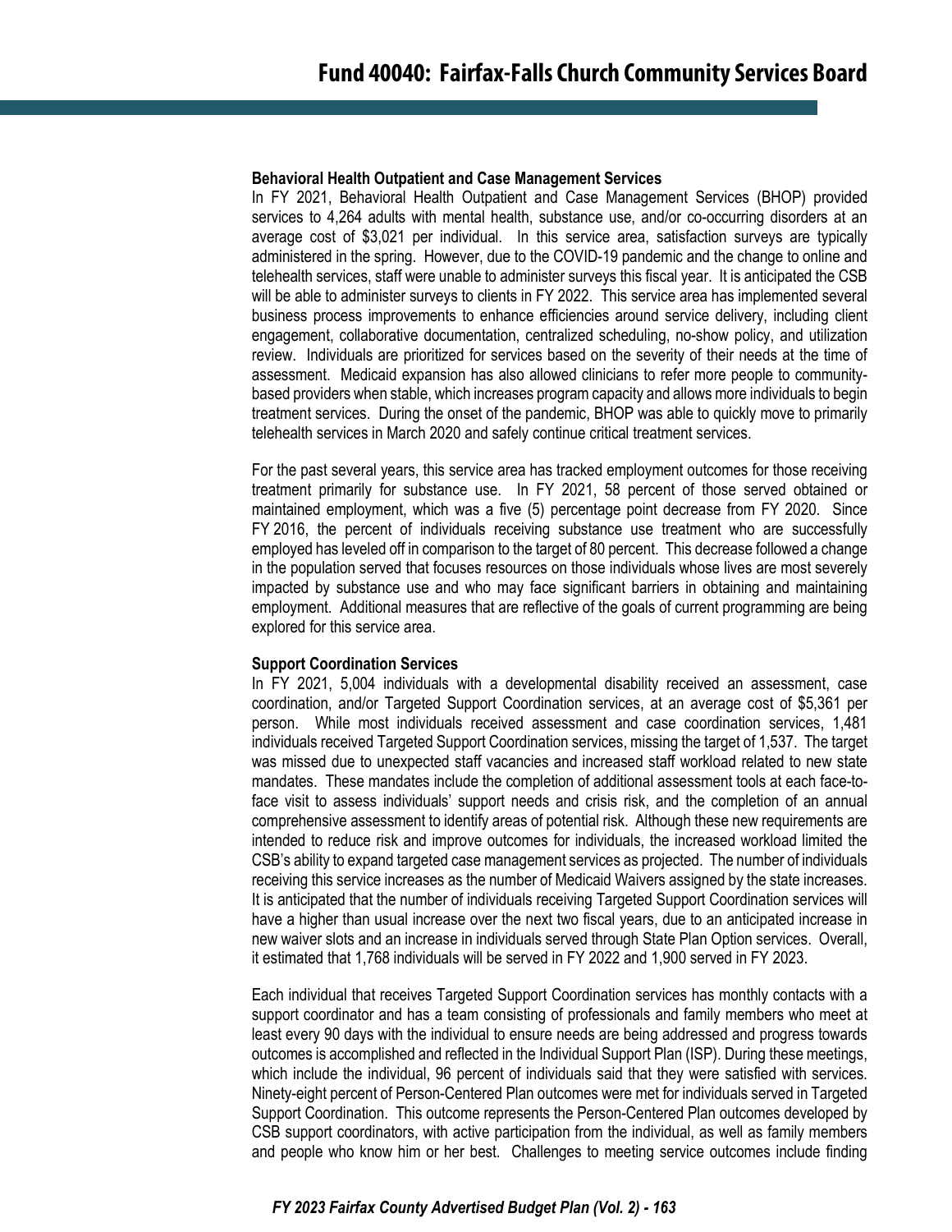**Behavioral Health Outpatient and Case Management Services**

In FY 2021, Behavioral Health Outpatient and Case Management Services (BHOP) provided services to 4,264 adults with mental health, substance use, and/or co-occurring disorders at an average cost of $3,021 per individual. In this service area, satisfaction surveys are typically administered in the spring. However, due to the COVID-19 pandemic and the change to online and telehealth services, staff were unable to administer surveys this fiscal year. It is anticipated the CSB will be able to administer surveys to clients in FY 2022. This service area has implemented several business process improvements to enhance efficiencies around service delivery, including client engagement, collaborative documentation, centralized scheduling, no-show policy, and utilization review. Individuals are prioritized for services based on the severity of their needs at the time of assessment. Medicaid expansion has also allowed clinicians to refer more people to community-based providers when stable, which increases program capacity and allows more individuals to begin treatment services. During the onset of the pandemic, BHOP was able to quickly move to primarily telehealth services in March 2020 and safely continue critical treatment services.

For the past several years, this service area has tracked employment outcomes for those receiving treatment primarily for substance use. In FY 2021, 58 percent of those served obtained or maintained employment, which was a five (5) percentage point decrease from FY 2020. Since FY 2016, the percent of individuals receiving substance use treatment who are successfully employed has leveled off in comparison to the target of 80 percent. This decrease followed a change in the population served that focuses resources on those individuals whose lives are most severely impacted by substance use and who may face significant barriers in obtaining and maintaining employment. Additional measures that are reflective of the goals of current programming are being explored for this service area.

**Support Coordination Services**

In FY 2021, 5,004 individuals with a developmental disability received an assessment, case coordination, and/or Targeted Support Coordination services, at an average cost of $5,361 per person. While most individuals received assessment and case coordination services, 1,481 individuals received Targeted Support Coordination services, missing the target of 1,537. The target was missed due to unexpected staff vacancies and increased staff workload related to new state mandates. These mandates include the completion of additional assessment tools at each face-to-face visit to assess individuals' support needs and crisis risk, and the completion of an annual comprehensive assessment to identify areas of potential risk. Although these new requirements are intended to reduce risk and improve outcomes for individuals, the increased workload limited the CSB's ability to expand targeted case management services as projected. The number of individuals receiving this service increases as the number of Medicaid Waivers assigned by the state increases. It is anticipated that the number of individuals receiving Targeted Support Coordination services will have a higher than usual increase over the next two fiscal years, due to an anticipated increase in new waiver slots and an increase in individuals served through State Plan Option services. Overall, it estimated that 1,768 individuals will be served in FY 2022 and 1,900 served in FY 2023.

Each individual that receives Targeted Support Coordination services has monthly contacts with a support coordinator and has a team consisting of professionals and family members who meet at least every 90 days with the individual to ensure needs are being addressed and progress towards outcomes is accomplished and reflected in the Individual Support Plan (ISP). During these meetings, which include the individual, 96 percent of individuals said that they were satisfied with services. Ninety-eight percent of Person-Centered Plan outcomes were met for individuals served in Targeted Support Coordination. This outcome represents the Person-Centered Plan outcomes developed by CSB support coordinators, with active participation from the individual, as well as family members and people who know him or her best. Challenges to meeting service outcomes include finding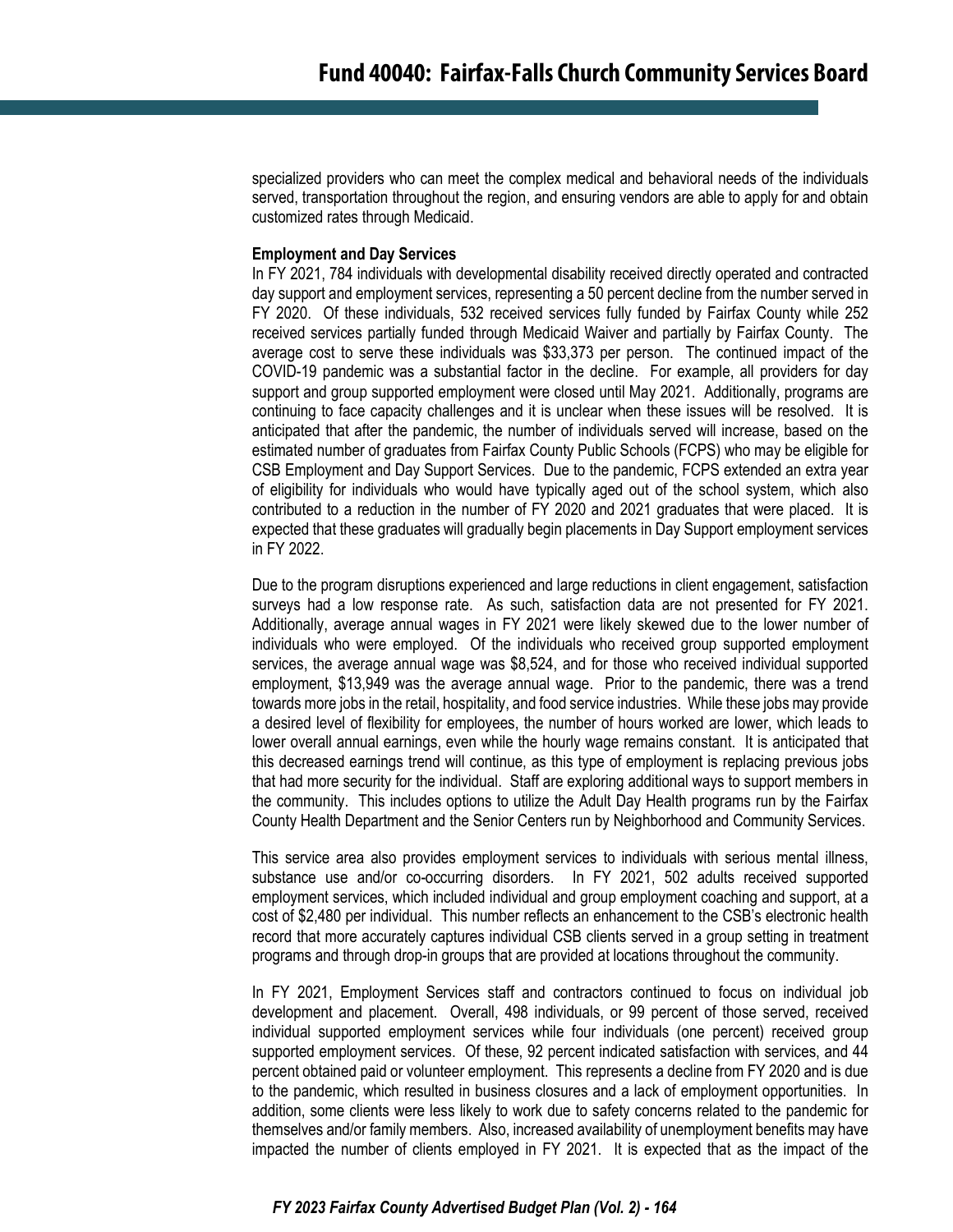specialized providers who can meet the complex medical and behavioral needs of the individuals served, transportation throughout the region, and ensuring vendors are able to apply for and obtain customized rates through Medicaid.

**Employment and Day Services**

In FY 2021, 784 individuals with developmental disability received directly operated and contracted day support and employment services, representing a 50 percent decline from the number served in FY 2020. Of these individuals, 532 received services fully funded by Fairfax County while 252 received services partially funded through Medicaid Waiver and partially by Fairfax County. The average cost to serve these individuals was $33,373 per person. The continued impact of the COVID-19 pandemic was a substantial factor in the decline. For example, all providers for day support and group supported employment were closed until May 2021. Additionally, programs are continuing to face capacity challenges and it is unclear when these issues will be resolved. It is anticipated that after the pandemic, the number of individuals served will increase, based on the estimated number of graduates from Fairfax County Public Schools (FCPS) who may be eligible for CSB Employment and Day Support Services. Due to the pandemic, FCPS extended an extra year of eligibility for individuals who would have typically aged out of the school system, which also contributed to a reduction in the number of FY 2020 and 2021 graduates that were placed. It is expected that these graduates will gradually begin placements in Day Support employment services in FY 2022.

Due to the program disruptions experienced and large reductions in client engagement, satisfaction surveys had a low response rate. As such, satisfaction data are not presented for FY 2021. Additionally, average annual wages in FY 2021 were likely skewed due to the lower number of individuals who were employed. Of the individuals who received group supported employment services, the average annual wage was $8,524, and for those who received individual supported employment, $13,949 was the average annual wage. Prior to the pandemic, there was a trend towards more jobs in the retail, hospitality, and food service industries. While these jobs may provide a desired level of flexibility for employees, the number of hours worked are lower, which leads to lower overall annual earnings, even while the hourly wage remains constant. It is anticipated that this decreased earnings trend will continue, as this type of employment is replacing previous jobs that had more security for the individual. Staff are exploring additional ways to support members in the community. This includes options to utilize the Adult Day Health programs run by the Fairfax County Health Department and the Senior Centers run by Neighborhood and Community Services.

This service area also provides employment services to individuals with serious mental illness, substance use and/or co-occurring disorders. In FY 2021, 502 adults received supported employment services, which included individual and group employment coaching and support, at a cost of $2,480 per individual. This number reflects an enhancement to the CSB's electronic health record that more accurately captures individual CSB clients served in a group setting in treatment programs and through drop-in groups that are provided at locations throughout the community.

In FY 2021, Employment Services staff and contractors continued to focus on individual job development and placement. Overall, 498 individuals, or 99 percent of those served, received individual supported employment services while four individuals (one percent) received group supported employment services. Of these, 92 percent indicated satisfaction with services, and 44 percent obtained paid or volunteer employment. This represents a decline from FY 2020 and is due to the pandemic, which resulted in business closures and a lack of employment opportunities. In addition, some clients were less likely to work due to safety concerns related to the pandemic for themselves and/or family members. Also, increased availability of unemployment benefits may have impacted the number of clients employed in FY 2021. It is expected that as the impact of the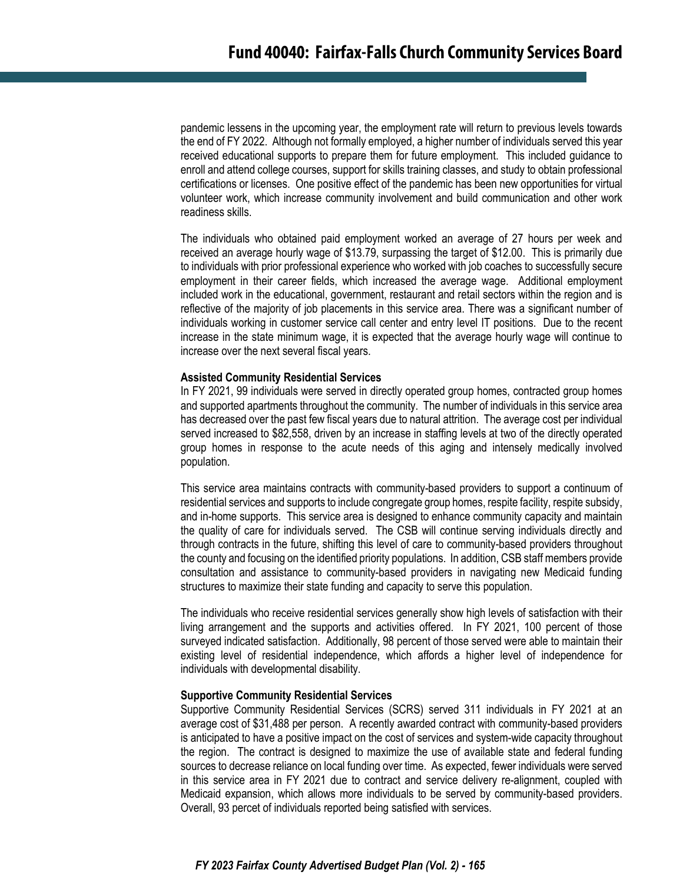pandemic lessens in the upcoming year, the employment rate will return to previous levels towards the end of FY 2022. Although not formally employed, a higher number of individuals served this year received educational supports to prepare them for future employment. This included guidance to enroll and attend college courses, support for skills training classes, and study to obtain professional certifications or licenses. One positive effect of the pandemic has been new opportunities for virtual volunteer work, which increase community involvement and build communication and other work readiness skills.

The individuals who obtained paid employment worked an average of 27 hours per week and received an average hourly wage of $13.79, surpassing the target of $12.00. This is primarily due to individuals with prior professional experience who worked with job coaches to successfully secure employment in their career fields, which increased the average wage. Additional employment included work in the educational, government, restaurant and retail sectors within the region and is reflective of the majority of job placements in this service area. There was a significant number of individuals working in customer service call center and entry level IT positions. Due to the recent increase in the state minimum wage, it is expected that the average hourly wage will continue to increase over the next several fiscal years.

**Assisted Community Residential Services**

In FY 2021, 99 individuals were served in directly operated group homes, contracted group homes and supported apartments throughout the community. The number of individuals in this service area has decreased over the past few fiscal years due to natural attrition. The average cost per individual served increased to $82,558, driven by an increase in staffing levels at two of the directly operated group homes in response to the acute needs of this aging and intensely medically involved population.

This service area maintains contracts with community-based providers to support a continuum of residential services and supports to include congregate group homes, respite facility, respite subsidy, and in-home supports. This service area is designed to enhance community capacity and maintain the quality of care for individuals served. The CSB will continue serving individuals directly and through contracts in the future, shifting this level of care to community-based providers throughout the county and focusing on the identified priority populations. In addition, CSB staff members provide consultation and assistance to community-based providers in navigating new Medicaid funding structures to maximize their state funding and capacity to serve this population.

The individuals who receive residential services generally show high levels of satisfaction with their living arrangement and the supports and activities offered. In FY 2021, 100 percent of those surveyed indicated satisfaction. Additionally, 98 percent of those served were able to maintain their existing level of residential independence, which affords a higher level of independence for individuals with developmental disability.

**Supportive Community Residential Services**

Supportive Community Residential Services (SCRS) served 311 individuals in FY 2021 at an average cost of $31,488 per person. A recently awarded contract with community-based providers is anticipated to have a positive impact on the cost of services and system-wide capacity throughout the region. The contract is designed to maximize the use of available state and federal funding sources to decrease reliance on local funding over time. As expected, fewer individuals were served in this service area in FY 2021 due to contract and service delivery re-alignment, coupled with Medicaid expansion, which allows more individuals to be served by community-based providers. Overall, 93 percet of individuals reported being satisfied with services.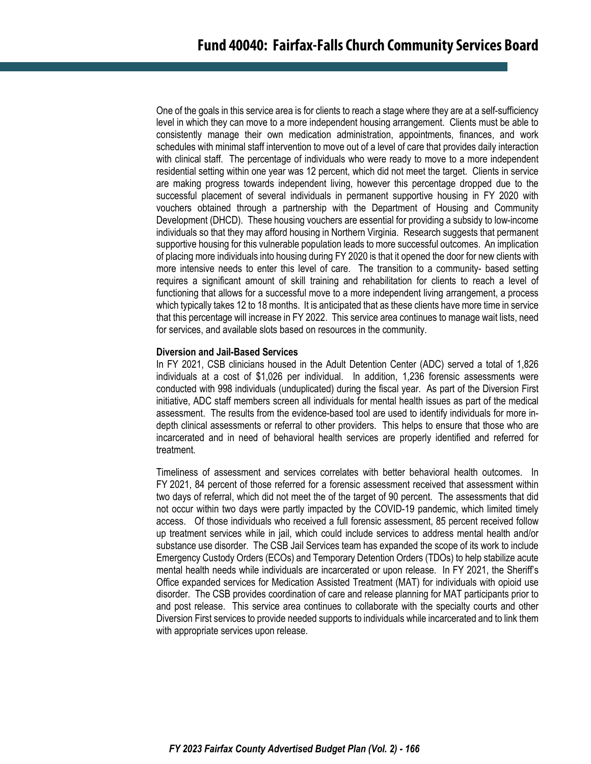One of the goals in this service area is for clients to reach a stage where they are at a self-sufficiency level in which they can move to a more independent housing arrangement. Clients must be able to consistently manage their own medication administration, appointments, finances, and work schedules with minimal staff intervention to move out of a level of care that provides daily interaction with clinical staff. The percentage of individuals who were ready to move to a more independent residential setting within one year was 12 percent, which did not meet the target. Clients in service are making progress towards independent living, however this percentage dropped due to the successful placement of several individuals in permanent supportive housing in FY 2020 with vouchers obtained through a partnership with the Department of Housing and Community Development (DHCD). These housing vouchers are essential for providing a subsidy to low-income individuals so that they may afford housing in Northern Virginia. Research suggests that permanent supportive housing for this vulnerable population leads to more successful outcomes. An implication of placing more individuals into housing during FY 2020 is that it opened the door for new clients with more intensive needs to enter this level of care. The transition to a community- based setting requires a significant amount of skill training and rehabilitation for clients to reach a level of functioning that allows for a successful move to a more independent living arrangement, a process which typically takes 12 to 18 months. It is anticipated that as these clients have more time in service that this percentage will increase in FY 2022. This service area continues to manage wait lists, need for services, and available slots based on resources in the community.

**Diversion and Jail-Based Services**

In FY 2021, CSB clinicians housed in the Adult Detention Center (ADC) served a total of 1,826 individuals at a cost of $1,026 per individual. In addition, 1,236 forensic assessments were conducted with 998 individuals (unduplicated) during the fiscal year. As part of the Diversion First initiative, ADC staff members screen all individuals for mental health issues as part of the medical assessment. The results from the evidence-based tool are used to identify individuals for more in-depth clinical assessments or referral to other providers. This helps to ensure that those who are incarcerated and in need of behavioral health services are properly identified and referred for treatment.

Timeliness of assessment and services correlates with better behavioral health outcomes. In FY 2021, 84 percent of those referred for a forensic assessment received that assessment within two days of referral, which did not meet the of the target of 90 percent. The assessments that did not occur within two days were partly impacted by the COVID-19 pandemic, which limited timely access. Of those individuals who received a full forensic assessment, 85 percent received follow up treatment services while in jail, which could include services to address mental health and/or substance use disorder. The CSB Jail Services team has expanded the scope of its work to include Emergency Custody Orders (ECOs) and Temporary Detention Orders (TDOs) to help stabilize acute mental health needs while individuals are incarcerated or upon release. In FY 2021, the Sheriff's Office expanded services for Medication Assisted Treatment (MAT) for individuals with opioid use disorder. The CSB provides coordination of care and release planning for MAT participants prior to and post release. This service area continues to collaborate with the specialty courts and other Diversion First services to provide needed supports to individuals while incarcerated and to link them with appropriate services upon release.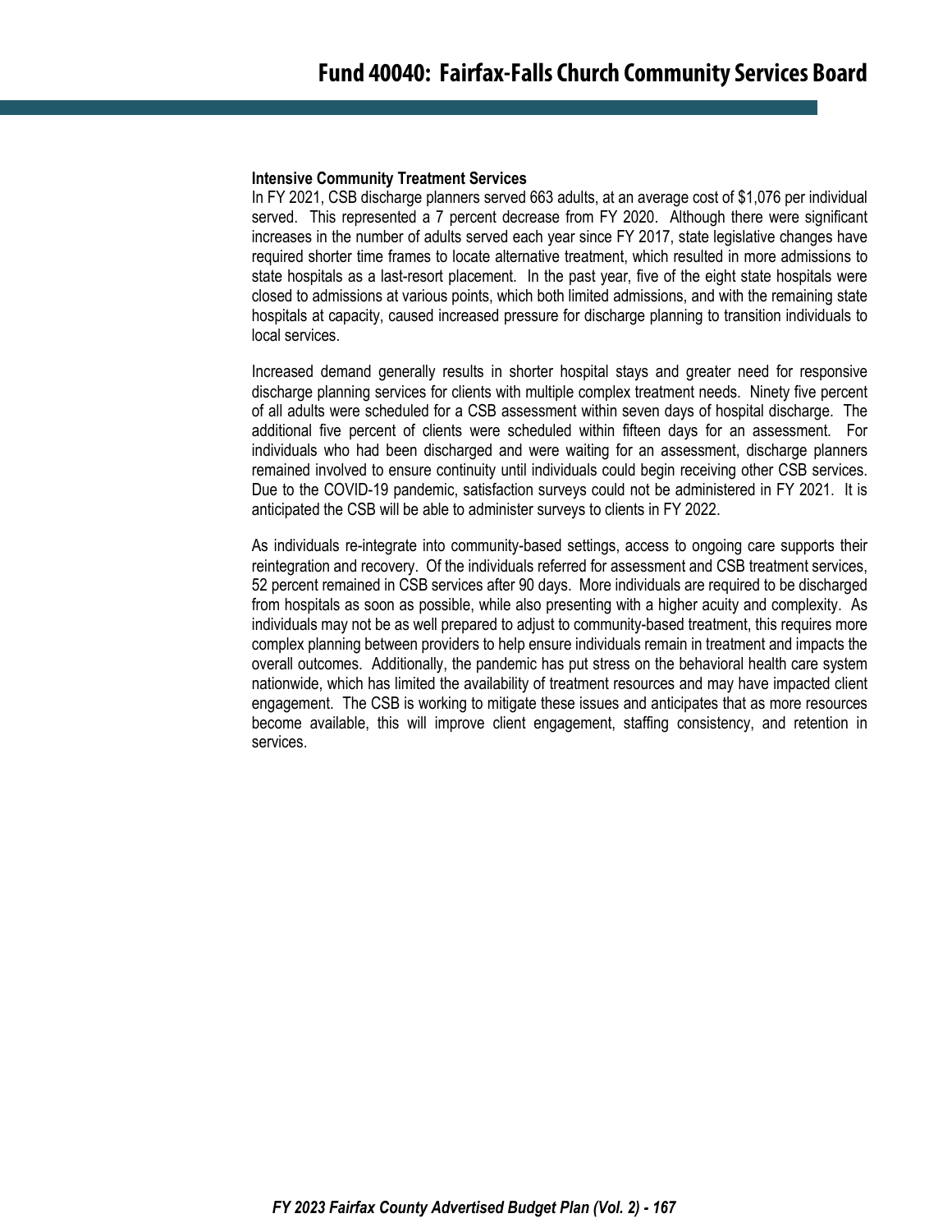**Intensive Community Treatment Services**

In FY 2021, CSB discharge planners served 663 adults, at an average cost of $1,076 per individual served. This represented a 7 percent decrease from FY 2020. Although there were significant increases in the number of adults served each year since FY 2017, state legislative changes have required shorter time frames to locate alternative treatment, which resulted in more admissions to state hospitals as a last-resort placement. In the past year, five of the eight state hospitals were closed to admissions at various points, which both limited admissions, and with the remaining state hospitals at capacity, caused increased pressure for discharge planning to transition individuals to local services.

Increased demand generally results in shorter hospital stays and greater need for responsive discharge planning services for clients with multiple complex treatment needs. Ninety five percent of all adults were scheduled for a CSB assessment within seven days of hospital discharge. The additional five percent of clients were scheduled within fifteen days for an assessment. For individuals who had been discharged and were waiting for an assessment, discharge planners remained involved to ensure continuity until individuals could begin receiving other CSB services. Due to the COVID-19 pandemic, satisfaction surveys could not be administered in FY 2021. It is anticipated the CSB will be able to administer surveys to clients in FY 2022.

As individuals re-integrate into community-based settings, access to ongoing care supports their reintegration and recovery. Of the individuals referred for assessment and CSB treatment services, 52 percent remained in CSB services after 90 days. More individuals are required to be discharged from hospitals as soon as possible, while also presenting with a higher acuity and complexity. As individuals may not be as well prepared to adjust to community-based treatment, this requires more complex planning between providers to help ensure individuals remain in treatment and impacts the overall outcomes. Additionally, the pandemic has put stress on the behavioral health care system nationwide, which has limited the availability of treatment resources and may have impacted client engagement. The CSB is working to mitigate these issues and anticipates that as more resources become available, this will improve client engagement, staffing consistency, and retention in services.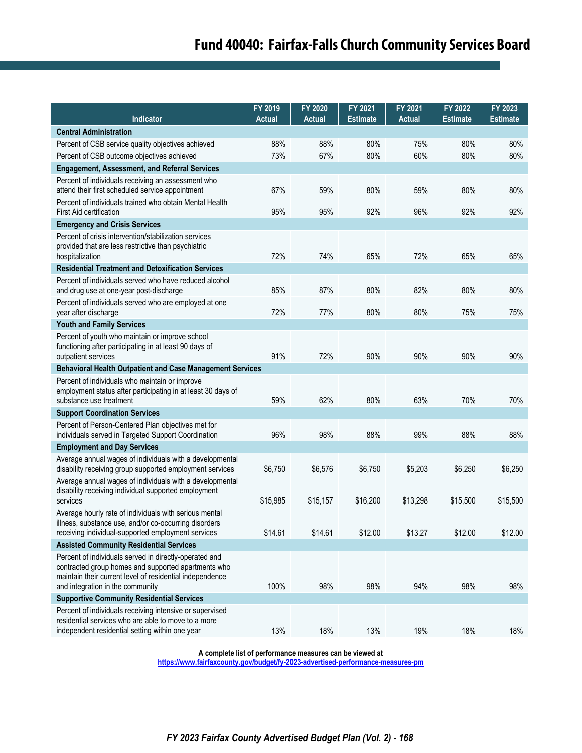| Indicator | FY 2019 Actual | FY 2020 Actual | FY 2021 Estimate | FY 2021 Actual | FY 2022 Estimate | FY 2023 Estimate |
|---|---|---|---|---|---|---|
| **Central Administration** | | | | | | |
| Percent of CSB service quality objectives achieved | 88% | 88% | 80% | 75% | 80% | 80% |
| Percent of CSB outcome objectives achieved | 73% | 67% | 80% | 60% | 80% | 80% |
| **Engagement, Assessment, and Referral Services** | | | | | | |
| Percent of individuals receiving an assessment who attend their first scheduled service appointment | 67% | 59% | 80% | 59% | 80% | 80% |
| Percent of individuals trained who obtain Mental Health First Aid certification | 95% | 95% | 92% | 96% | 92% | 92% |
| **Emergency and Crisis Services** | | | | | | |
| Percent of crisis intervention/stabilization services provided that are less restrictive than psychiatric hospitalization | 72% | 74% | 65% | 72% | 65% | 65% |
| **Residential Treatment and Detoxification Services** | | | | | | |
| Percent of individuals served who have reduced alcohol and drug use at one-year post-discharge | 85% | 87% | 80% | 82% | 80% | 80% |
| Percent of individuals served who are employed at one year after discharge | 72% | 77% | 80% | 80% | 75% | 75% |
| **Youth and Family Services** | | | | | | |
| Percent of youth who maintain or improve school functioning after participating in at least 90 days of outpatient services | 91% | 72% | 90% | 90% | 90% | 90% |
| **Behavioral Health Outpatient and Case Management Services** | | | | | | |
| Percent of individuals who maintain or improve employment status after participating in at least 30 days of substance use treatment | 59% | 62% | 80% | 63% | 70% | 70% |
| **Support Coordination Services** | | | | | | |
| Percent of Person-Centered Plan objectives met for individuals served in Targeted Support Coordination | 96% | 98% | 88% | 99% | 88% | 88% |
| **Employment and Day Services** | | | | | | |
| Average annual wages of individuals with a developmental disability receiving group supported employment services | $6,750 | $6,576 | $6,750 | $5,203 | $6,250 | $6,250 |
| Average annual wages of individuals with a developmental disability receiving individual supported employment services | $15,985 | $15,157 | $16,200 | $13,298 | $15,500 | $15,500 |
| Average hourly rate of individuals with serious mental illness, substance use, and/or co-occurring disorders receiving individual-supported employment services | $14.61 | $14.61 | $12.00 | $13.27 | $12.00 | $12.00 |
| **Assisted Community Residential Services** | | | | | | |
| Percent of individuals served in directly-operated and contracted group homes and supported apartments who maintain their current level of residential independence and integration in the community | 100% | 98% | 98% | 94% | 98% | 98% |
| **Supportive Community Residential Services** | | | | | | |
| Percent of individuals receiving intensive or supervised residential services who are able to move to a more independent residential setting within one year | 13% | 18% | 13% | 19% | 18% | 18% |

**A complete list of performance measures can be viewed at**
**https://www.fairfaxcounty.gov/budget/fy-2023-advertised-performance-measures-pm**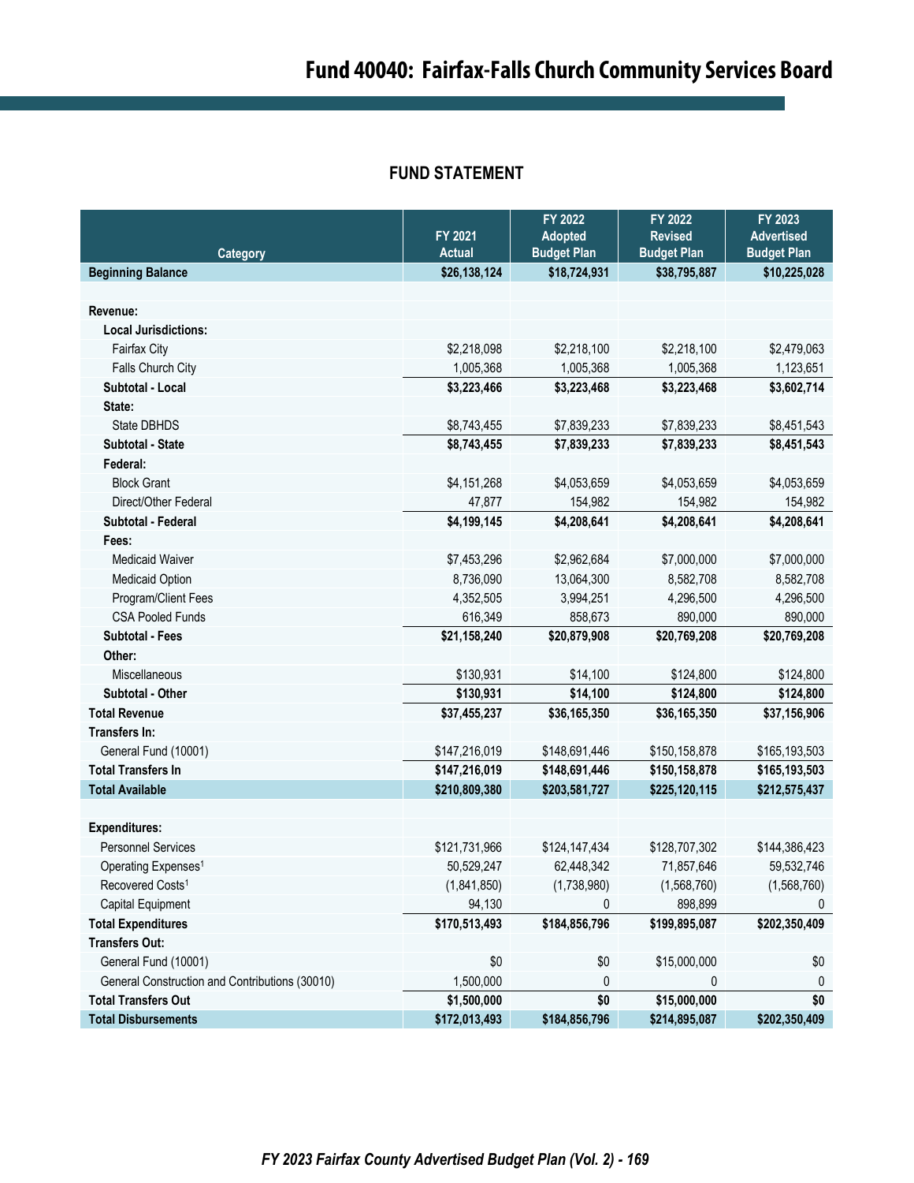# Fund 40040: Fairfax-Falls Church Community Services Board

## FUND STATEMENT

| Category | FY 2021 Actual | FY 2022 Adopted Budget Plan | FY 2022 Revised Budget Plan | FY 2023 Advertised Budget Plan |
|---|---|---|---|---|
| **Beginning Balance** | **$26,138,124** | **$18,724,931** | **$38,795,887** | **$10,225,028** |
| | | | | |
| **Revenue:** | | | | |
| **Local Jurisdictions:** | | | | |
| Fairfax City | $2,218,098 | $2,218,100 | $2,218,100 | $2,479,063 |
| Falls Church City | 1,005,368 | 1,005,368 | 1,005,368 | 1,123,651 |
| **Subtotal - Local** | **$3,223,466** | **$3,223,468** | **$3,223,468** | **$3,602,714** |
| **State:** | | | | |
| State DBHDS | $8,743,455 | $7,839,233 | $7,839,233 | $8,451,543 |
| **Subtotal - State** | **$8,743,455** | **$7,839,233** | **$7,839,233** | **$8,451,543** |
| **Federal:** | | | | |
| Block Grant | $4,151,268 | $4,053,659 | $4,053,659 | $4,053,659 |
| Direct/Other Federal | 47,877 | 154,982 | 154,982 | 154,982 |
| **Subtotal - Federal** | **$4,199,145** | **$4,208,641** | **$4,208,641** | **$4,208,641** |
| **Fees:** | | | | |
| Medicaid Waiver | $7,453,296 | $2,962,684 | $7,000,000 | $7,000,000 |
| Medicaid Option | 8,736,090 | 13,064,300 | 8,582,708 | 8,582,708 |
| Program/Client Fees | 4,352,505 | 3,994,251 | 4,296,500 | 4,296,500 |
| CSA Pooled Funds | 616,349 | 858,673 | 890,000 | 890,000 |
| **Subtotal - Fees** | **$21,158,240** | **$20,879,908** | **$20,769,208** | **$20,769,208** |
| **Other:** | | | | |
| Miscellaneous | $130,931 | $14,100 | $124,800 | $124,800 |
| **Subtotal - Other** | **$130,931** | **$14,100** | **$124,800** | **$124,800** |
| **Total Revenue** | **$37,455,237** | **$36,165,350** | **$36,165,350** | **$37,156,906** |
| **Transfers In:** | | | | |
| General Fund (10001) | $147,216,019 | $148,691,446 | $150,158,878 | $165,193,503 |
| **Total Transfers In** | **$147,216,019** | **$148,691,446** | **$150,158,878** | **$165,193,503** |
| **Total Available** | **$210,809,380** | **$203,581,727** | **$225,120,115** | **$212,575,437** |
| | | | | |
| **Expenditures:** | | | | |
| Personnel Services | $121,731,966 | $124,147,434 | $128,707,302 | $144,386,423 |
| Operating Expenses[1] | 50,529,247 | 62,448,342 | 71,857,646 | 59,532,746 |
| Recovered Costs[1] | (1,841,850) | (1,738,980) | (1,568,760) | (1,568,760) |
| Capital Equipment | 94,130 | 0 | 898,899 | 0 |
| **Total Expenditures** | **$170,513,493** | **$184,856,796** | **$199,895,087** | **$202,350,409** |
| **Transfers Out:** | | | | |
| General Fund (10001) | $0 | $0 | $15,000,000 | $0 |
| General Construction and Contributions (30010) | 1,500,000 | 0 | 0 | 0 |
| **Total Transfers Out** | **$1,500,000** | **$0** | **$15,000,000** | **$0** |
| **Total Disbursements** | **$172,013,493** | **$184,856,796** | **$214,895,087** | **$202,350,409** |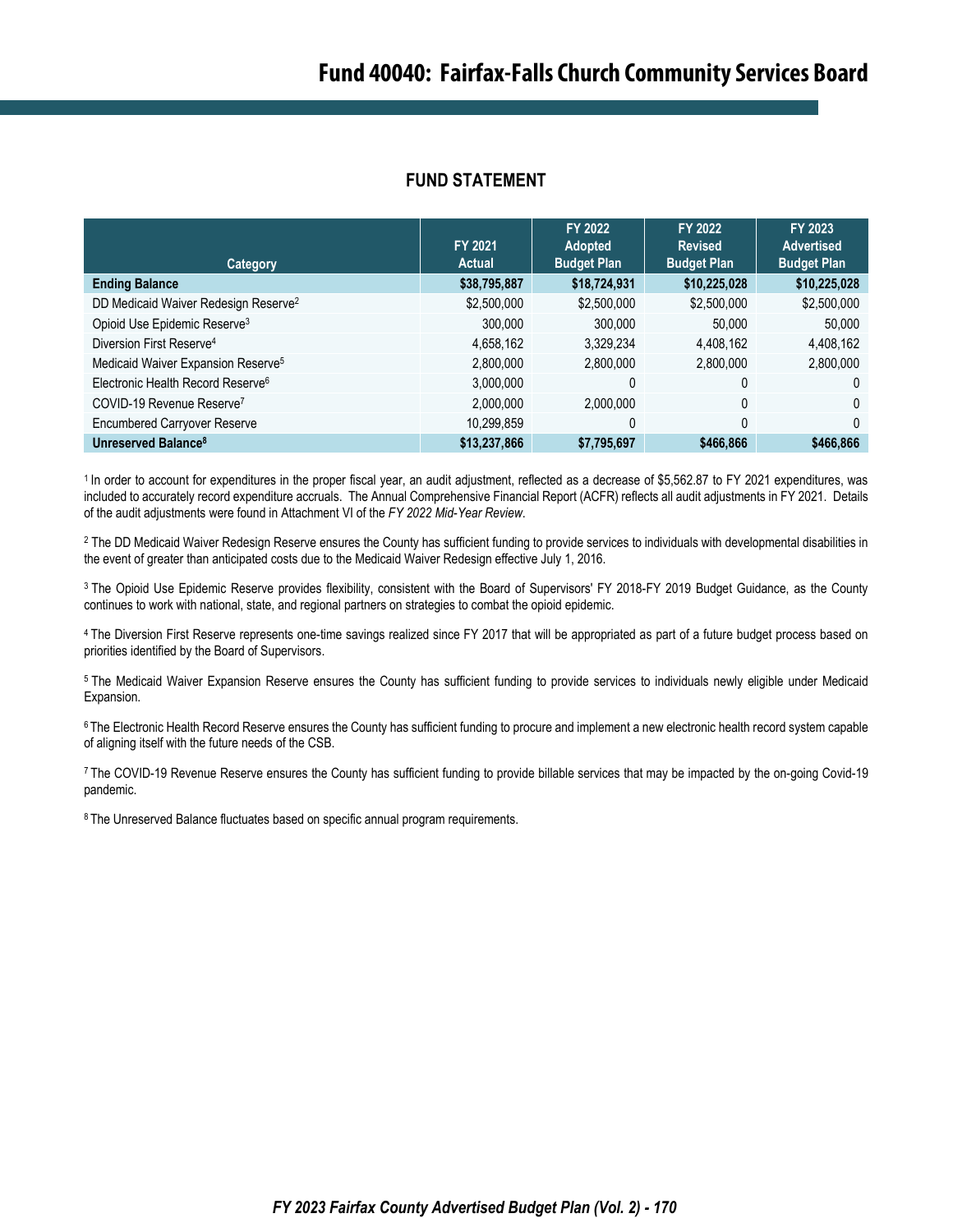# Fund 40040: Fairfax-Falls Church Community Services Board

## FUND STATEMENT

| Category | FY 2021 Actual | FY 2022 Adopted Budget Plan | FY 2022 Revised Budget Plan | FY 2023 Advertised Budget Plan |
|---|---|---|---|---|
| **Ending Balance** | **$38,795,887** | **$18,724,931** | **$10,225,028** | **$10,225,028** |
| DD Medicaid Waiver Redesign Reserve[2] | $2,500,000 | $2,500,000 | $2,500,000 | $2,500,000 |
| Opioid Use Epidemic Reserve[3] | 300,000 | 300,000 | 50,000 | 50,000 |
| Diversion First Reserve[4] | 4,658,162 | 3,329,234 | 4,408,162 | 4,408,162 |
| Medicaid Waiver Expansion Reserve[5] | 2,800,000 | 2,800,000 | 2,800,000 | 2,800,000 |
| Electronic Health Record Reserve[6] | 3,000,000 | 0 | 0 | 0 |
| COVID-19 Revenue Reserve[7] | 2,000,000 | 2,000,000 | 0 | 0 |
| Encumbered Carryover Reserve | 10,299,859 | 0 | 0 | 0 |
| **Unreserved Balance[8]** | **$13,237,866** | **$7,795,697** | **$466,866** | **$466,866** |

[1] In order to account for expenditures in the proper fiscal year, an audit adjustment, reflected as a decrease of $5,562.87 to FY 2021 expenditures, was included to accurately record expenditure accruals. The Annual Comprehensive Financial Report (ACFR) reflects all audit adjustments in FY 2021. Details of the audit adjustments were found in Attachment VI of the *FY 2022 Mid-Year Review*.

[2] The DD Medicaid Waiver Redesign Reserve ensures the County has sufficient funding to provide services to individuals with developmental disabilities in the event of greater than anticipated costs due to the Medicaid Waiver Redesign effective July 1, 2016.

[3] The Opioid Use Epidemic Reserve provides flexibility, consistent with the Board of Supervisors' FY 2018-FY 2019 Budget Guidance, as the County continues to work with national, state, and regional partners on strategies to combat the opioid epidemic.

[4] The Diversion First Reserve represents one-time savings realized since FY 2017 that will be appropriated as part of a future budget process based on priorities identified by the Board of Supervisors.

[5] The Medicaid Waiver Expansion Reserve ensures the County has sufficient funding to provide services to individuals newly eligible under Medicaid Expansion.

[6] The Electronic Health Record Reserve ensures the County has sufficient funding to procure and implement a new electronic health record system capable of aligning itself with the future needs of the CSB.

[7] The COVID-19 Revenue Reserve ensures the County has sufficient funding to provide billable services that may be impacted by the on-going Covid-19 pandemic.

[8] The Unreserved Balance fluctuates based on specific annual program requirements.